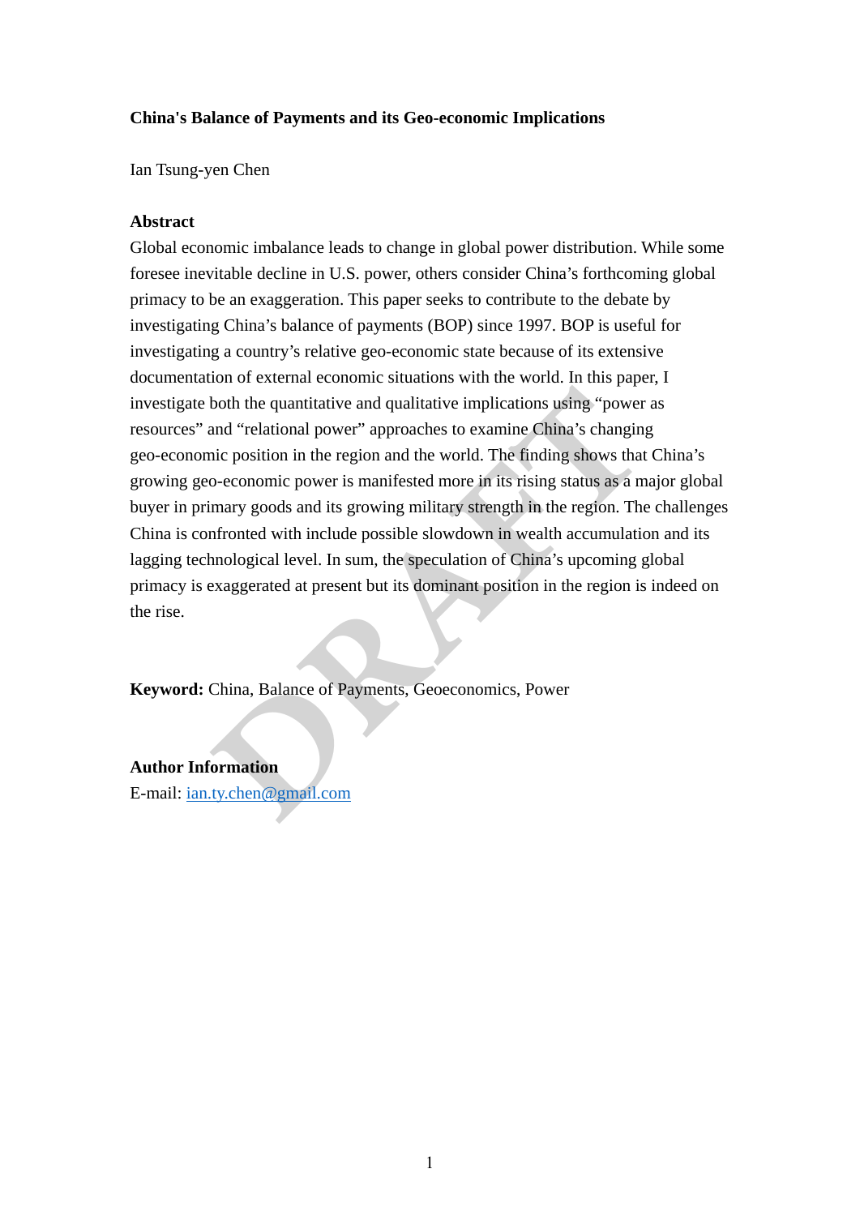# China's Balance of Payments and its Geo-economic Implications

Ian Tsung-yen Chen

## Abstract

Global economic imbalance leads to change in global power distribution. While some foresee inevitable decline in U.S. power, others consider China's forthcoming global primacy to be an exaggeration. This paper seeks to contribute to the debate by investigating China's balance of payments (BOP) since 1997. BOP is useful for investigating a country's relative geo-economic state because of its extensive documentation of external economic situations with the world. In this paper, I investigate both the quantitative and qualitative implications using "power as resources" and "relational power" approaches to examine China's changing geo-economic position in the region and the world. The finding shows that China's growing geo-economic power is manifested more in its rising status as a major global buyer in primary goods and its growing military strength in the region. The challenges China is confronted with include possible slowdown in wealth accumulation and its lagging technological level. In sum, the speculation of China's upcoming global primacy is exaggerated at present but its dominant position in the region is indeed on the rise.

**Keyword:** China, Balance of Payments, Geoeconomics, Power

**Author Information**

E-mail: ian.ty.chen@gmail.com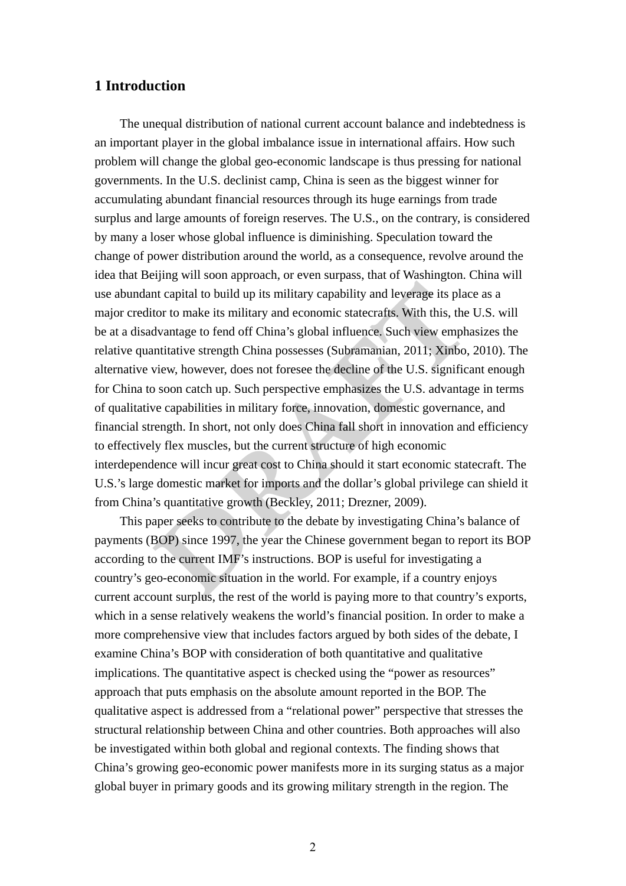## 1 Introduction

The unequal distribution of national current account balance and indebtedness is an important player in the global imbalance issue in international affairs. How such problem will change the global geo-economic landscape is thus pressing for national governments. In the U.S. declinist camp, China is seen as the biggest winner for accumulating abundant financial resources through its huge earnings from trade surplus and large amounts of foreign reserves. The U.S., on the contrary, is considered by many a loser whose global influence is diminishing. Speculation toward the change of power distribution around the world, as a consequence, revolve around the idea that Beijing will soon approach, or even surpass, that of Washington. China will use abundant capital to build up its military capability and leverage its place as a major creditor to make its military and economic statecrafts. With this, the U.S. will be at a disadvantage to fend off China's global influence. Such view emphasizes the relative quantitative strength China possesses (Subramanian, 2011; Xinbo, 2010). The alternative view, however, does not foresee the decline of the U.S. significant enough for China to soon catch up. Such perspective emphasizes the U.S. advantage in terms of qualitative capabilities in military force, innovation, domestic governance, and financial strength. In short, not only does China fall short in innovation and efficiency to effectively flex muscles, but the current structure of high economic interdependence will incur great cost to China should it start economic statecraft. The U.S.'s large domestic market for imports and the dollar's global privilege can shield it from China's quantitative growth (Beckley, 2011; Drezner, 2009).

This paper seeks to contribute to the debate by investigating China's balance of payments (BOP) since 1997, the year the Chinese government began to report its BOP according to the current IMF's instructions. BOP is useful for investigating a country's geo-economic situation in the world. For example, if a country enjoys current account surplus, the rest of the world is paying more to that country's exports, which in a sense relatively weakens the world's financial position. In order to make a more comprehensive view that includes factors argued by both sides of the debate, I examine China's BOP with consideration of both quantitative and qualitative implications. The quantitative aspect is checked using the "power as resources" approach that puts emphasis on the absolute amount reported in the BOP. The qualitative aspect is addressed from a "relational power" perspective that stresses the structural relationship between China and other countries. Both approaches will also be investigated within both global and regional contexts. The finding shows that China's growing geo-economic power manifests more in its surging status as a major global buyer in primary goods and its growing military strength in the region. The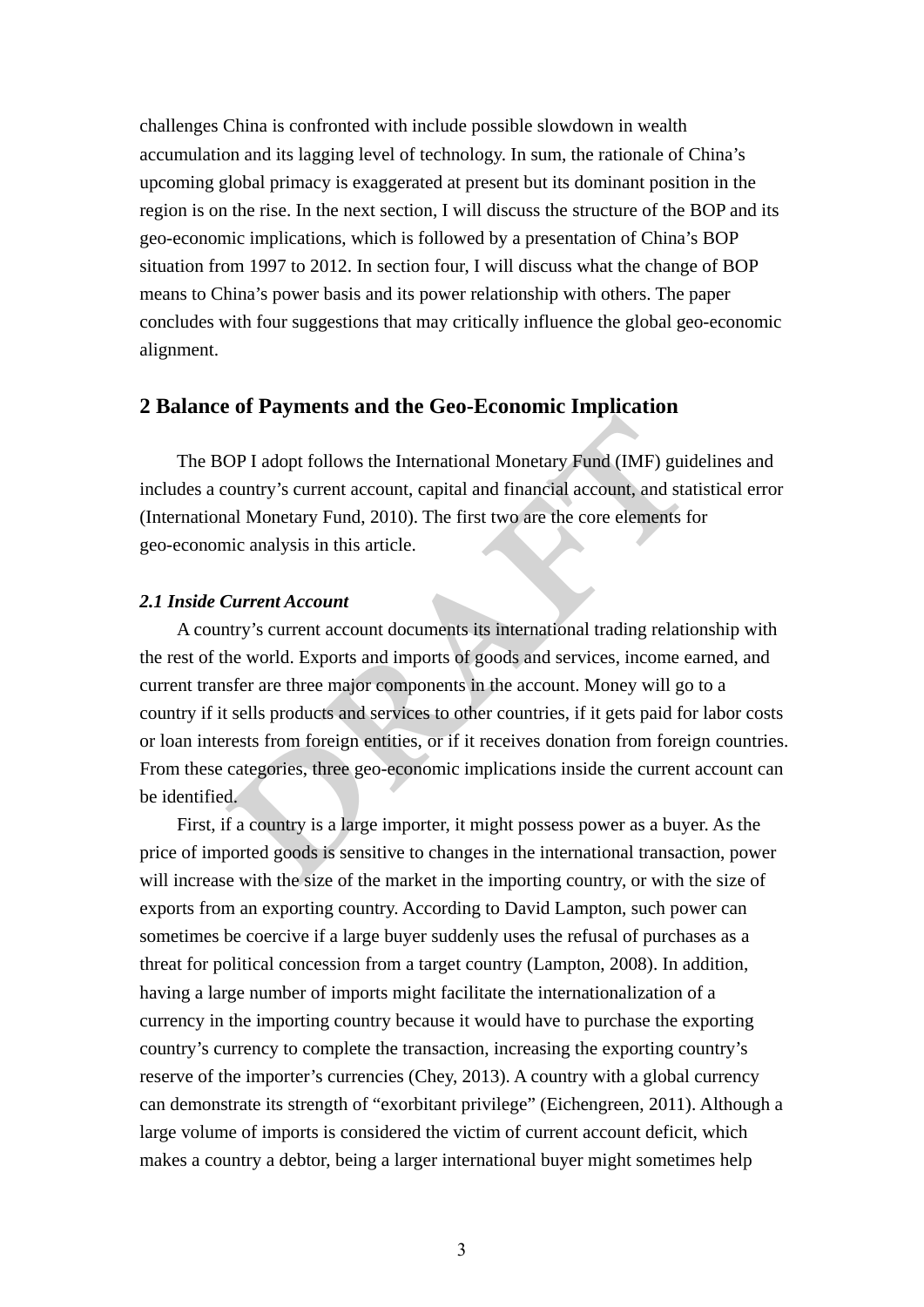challenges China is confronted with include possible slowdown in wealth accumulation and its lagging level of technology. In sum, the rationale of China's upcoming global primacy is exaggerated at present but its dominant position in the region is on the rise. In the next section, I will discuss the structure of the BOP and its geo-economic implications, which is followed by a presentation of China's BOP situation from 1997 to 2012. In section four, I will discuss what the change of BOP means to China's power basis and its power relationship with others. The paper concludes with four suggestions that may critically influence the global geo-economic alignment.

## 2 Balance of Payments and the Geo-Economic Implication

The BOP I adopt follows the International Monetary Fund (IMF) guidelines and includes a country's current account, capital and financial account, and statistical error (International Monetary Fund, 2010). The first two are the core elements for geo-economic analysis in this article.

### *2.1 Inside Current Account*

A country's current account documents its international trading relationship with the rest of the world. Exports and imports of goods and services, income earned, and current transfer are three major components in the account. Money will go to a country if it sells products and services to other countries, if it gets paid for labor costs or loan interests from foreign entities, or if it receives donation from foreign countries. From these categories, three geo-economic implications inside the current account can be identified.

First, if a country is a large importer, it might possess power as a buyer. As the price of imported goods is sensitive to changes in the international transaction, power will increase with the size of the market in the importing country, or with the size of exports from an exporting country. According to David Lampton, such power can sometimes be coercive if a large buyer suddenly uses the refusal of purchases as a threat for political concession from a target country (Lampton, 2008). In addition, having a large number of imports might facilitate the internationalization of a currency in the importing country because it would have to purchase the exporting country's currency to complete the transaction, increasing the exporting country's reserve of the importer's currencies (Chey, 2013). A country with a global currency can demonstrate its strength of "exorbitant privilege" (Eichengreen, 2011). Although a large volume of imports is considered the victim of current account deficit, which makes a country a debtor, being a larger international buyer might sometimes help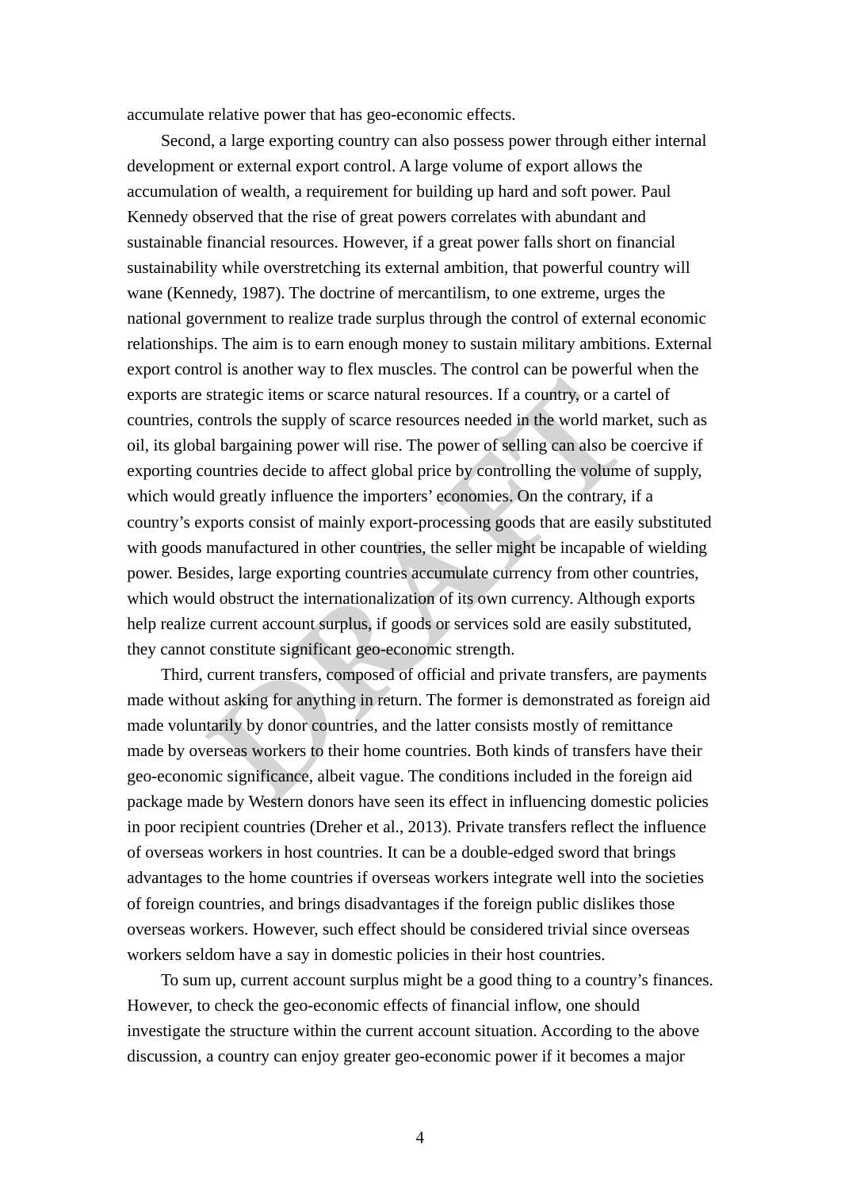accumulate relative power that has geo-economic effects.

Second, a large exporting country can also possess power through either internal development or external export control. A large volume of export allows the accumulation of wealth, a requirement for building up hard and soft power. Paul Kennedy observed that the rise of great powers correlates with abundant and sustainable financial resources. However, if a great power falls short on financial sustainability while overstretching its external ambition, that powerful country will wane (Kennedy, 1987). The doctrine of mercantilism, to one extreme, urges the national government to realize trade surplus through the control of external economic relationships. The aim is to earn enough money to sustain military ambitions. External export control is another way to flex muscles. The control can be powerful when the exports are strategic items or scarce natural resources. If a country, or a cartel of countries, controls the supply of scarce resources needed in the world market, such as oil, its global bargaining power will rise. The power of selling can also be coercive if exporting countries decide to affect global price by controlling the volume of supply, which would greatly influence the importers' economies. On the contrary, if a country's exports consist of mainly export-processing goods that are easily substituted with goods manufactured in other countries, the seller might be incapable of wielding power. Besides, large exporting countries accumulate currency from other countries, which would obstruct the internationalization of its own currency. Although exports help realize current account surplus, if goods or services sold are easily substituted, they cannot constitute significant geo-economic strength.

Third, current transfers, composed of official and private transfers, are payments made without asking for anything in return. The former is demonstrated as foreign aid made voluntarily by donor countries, and the latter consists mostly of remittance made by overseas workers to their home countries. Both kinds of transfers have their geo-economic significance, albeit vague. The conditions included in the foreign aid package made by Western donors have seen its effect in influencing domestic policies in poor recipient countries (Dreher et al., 2013). Private transfers reflect the influence of overseas workers in host countries. It can be a double-edged sword that brings advantages to the home countries if overseas workers integrate well into the societies of foreign countries, and brings disadvantages if the foreign public dislikes those overseas workers. However, such effect should be considered trivial since overseas workers seldom have a say in domestic policies in their host countries.

To sum up, current account surplus might be a good thing to a country's finances. However, to check the geo-economic effects of financial inflow, one should investigate the structure within the current account situation. According to the above discussion, a country can enjoy greater geo-economic power if it becomes a major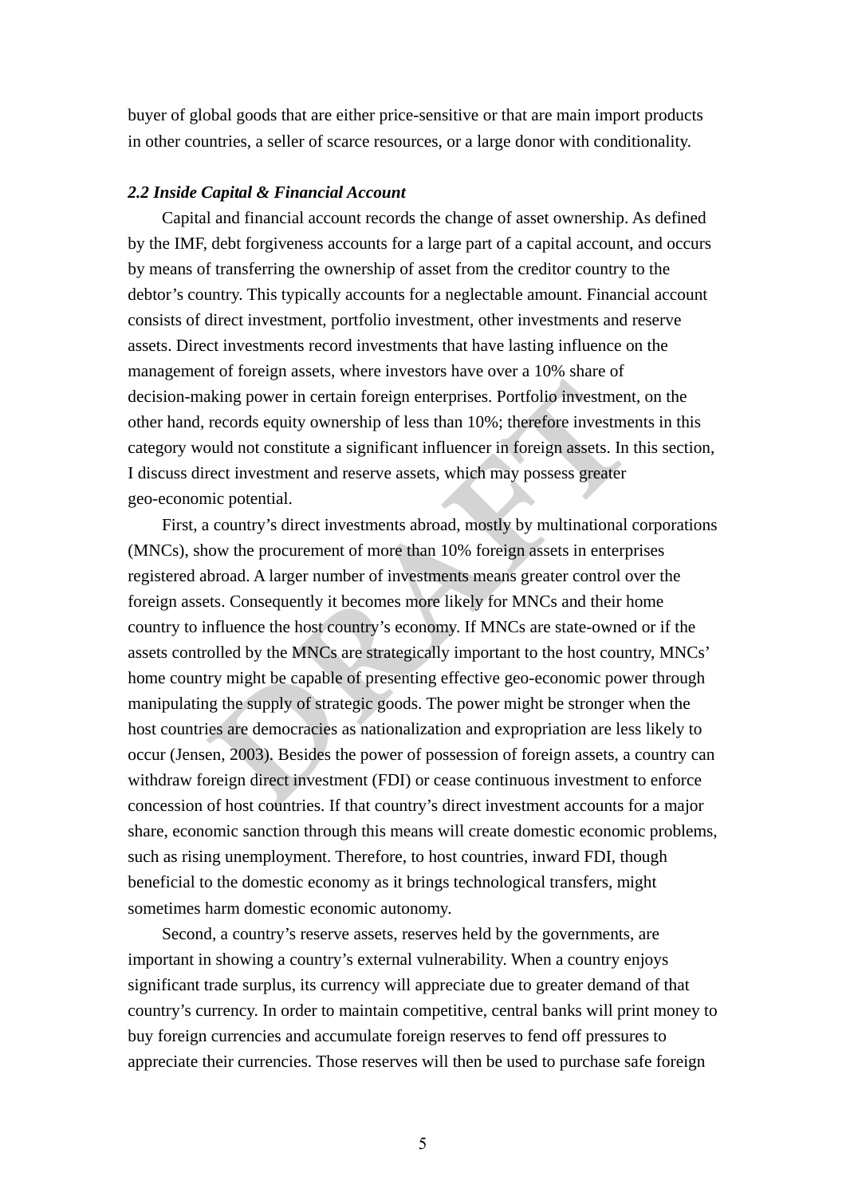buyer of global goods that are either price-sensitive or that are main import products in other countries, a seller of scarce resources, or a large donor with conditionality.

### *2.2 Inside Capital & Financial Account*

Capital and financial account records the change of asset ownership. As defined by the IMF, debt forgiveness accounts for a large part of a capital account, and occurs by means of transferring the ownership of asset from the creditor country to the debtor's country. This typically accounts for a neglectable amount. Financial account consists of direct investment, portfolio investment, other investments and reserve assets. Direct investments record investments that have lasting influence on the management of foreign assets, where investors have over a 10% share of decision-making power in certain foreign enterprises. Portfolio investment, on the other hand, records equity ownership of less than 10%; therefore investments in this category would not constitute a significant influencer in foreign assets. In this section, I discuss direct investment and reserve assets, which may possess greater geo-economic potential.

First, a country's direct investments abroad, mostly by multinational corporations (MNCs), show the procurement of more than 10% foreign assets in enterprises registered abroad. A larger number of investments means greater control over the foreign assets. Consequently it becomes more likely for MNCs and their home country to influence the host country's economy. If MNCs are state-owned or if the assets controlled by the MNCs are strategically important to the host country, MNCs' home country might be capable of presenting effective geo-economic power through manipulating the supply of strategic goods. The power might be stronger when the host countries are democracies as nationalization and expropriation are less likely to occur (Jensen, 2003). Besides the power of possession of foreign assets, a country can withdraw foreign direct investment (FDI) or cease continuous investment to enforce concession of host countries. If that country's direct investment accounts for a major share, economic sanction through this means will create domestic economic problems, such as rising unemployment. Therefore, to host countries, inward FDI, though beneficial to the domestic economy as it brings technological transfers, might sometimes harm domestic economic autonomy.

Second, a country's reserve assets, reserves held by the governments, are important in showing a country's external vulnerability. When a country enjoys significant trade surplus, its currency will appreciate due to greater demand of that country's currency. In order to maintain competitive, central banks will print money to buy foreign currencies and accumulate foreign reserves to fend off pressures to appreciate their currencies. Those reserves will then be used to purchase safe foreign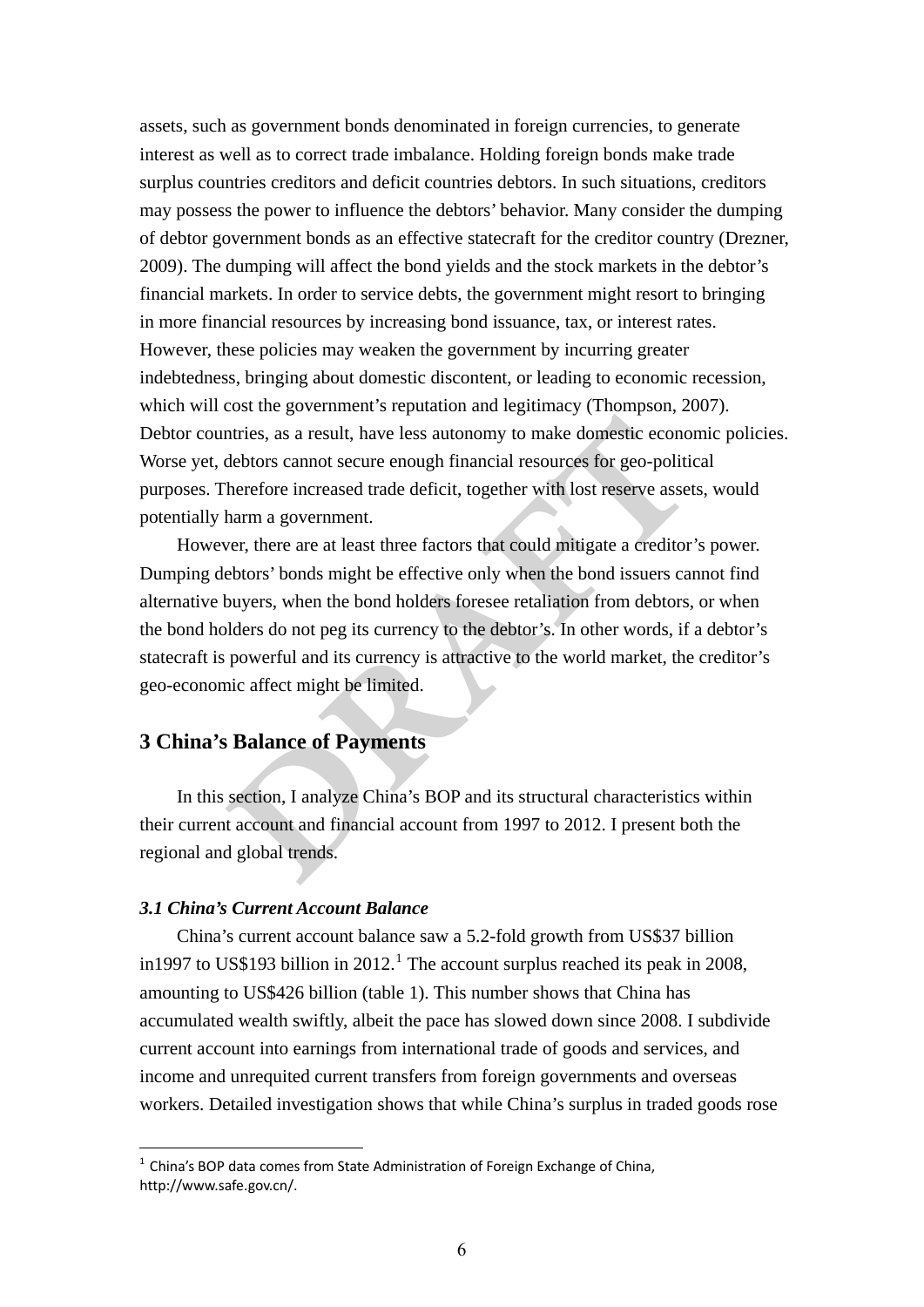assets, such as government bonds denominated in foreign currencies, to generate interest as well as to correct trade imbalance. Holding foreign bonds make trade surplus countries creditors and deficit countries debtors. In such situations, creditors may possess the power to influence the debtors' behavior. Many consider the dumping of debtor government bonds as an effective statecraft for the creditor country (Drezner, 2009). The dumping will affect the bond yields and the stock markets in the debtor's financial markets. In order to service debts, the government might resort to bringing in more financial resources by increasing bond issuance, tax, or interest rates. However, these policies may weaken the government by incurring greater indebtedness, bringing about domestic discontent, or leading to economic recession, which will cost the government's reputation and legitimacy (Thompson, 2007). Debtor countries, as a result, have less autonomy to make domestic economic policies. Worse yet, debtors cannot secure enough financial resources for geo-political purposes. Therefore increased trade deficit, together with lost reserve assets, would potentially harm a government.

However, there are at least three factors that could mitigate a creditor's power. Dumping debtors' bonds might be effective only when the bond issuers cannot find alternative buyers, when the bond holders foresee retaliation from debtors, or when the bond holders do not peg its currency to the debtor's. In other words, if a debtor's statecraft is powerful and its currency is attractive to the world market, the creditor's geo-economic affect might be limited.

## 3 China's Balance of Payments

In this section, I analyze China's BOP and its structural characteristics within their current account and financial account from 1997 to 2012. I present both the regional and global trends.

### *3.1 China's Current Account Balance*

China's current account balance saw a 5.2-fold growth from US$37 billion in1997 to US$193 billion in 2012.[1] The account surplus reached its peak in 2008, amounting to US$426 billion (table 1). This number shows that China has accumulated wealth swiftly, albeit the pace has slowed down since 2008. I subdivide current account into earnings from international trade of goods and services, and income and unrequited current transfers from foreign governments and overseas workers. Detailed investigation shows that while China's surplus in traded goods rose

[1] China's BOP data comes from State Administration of Foreign Exchange of China, http://www.safe.gov.cn/.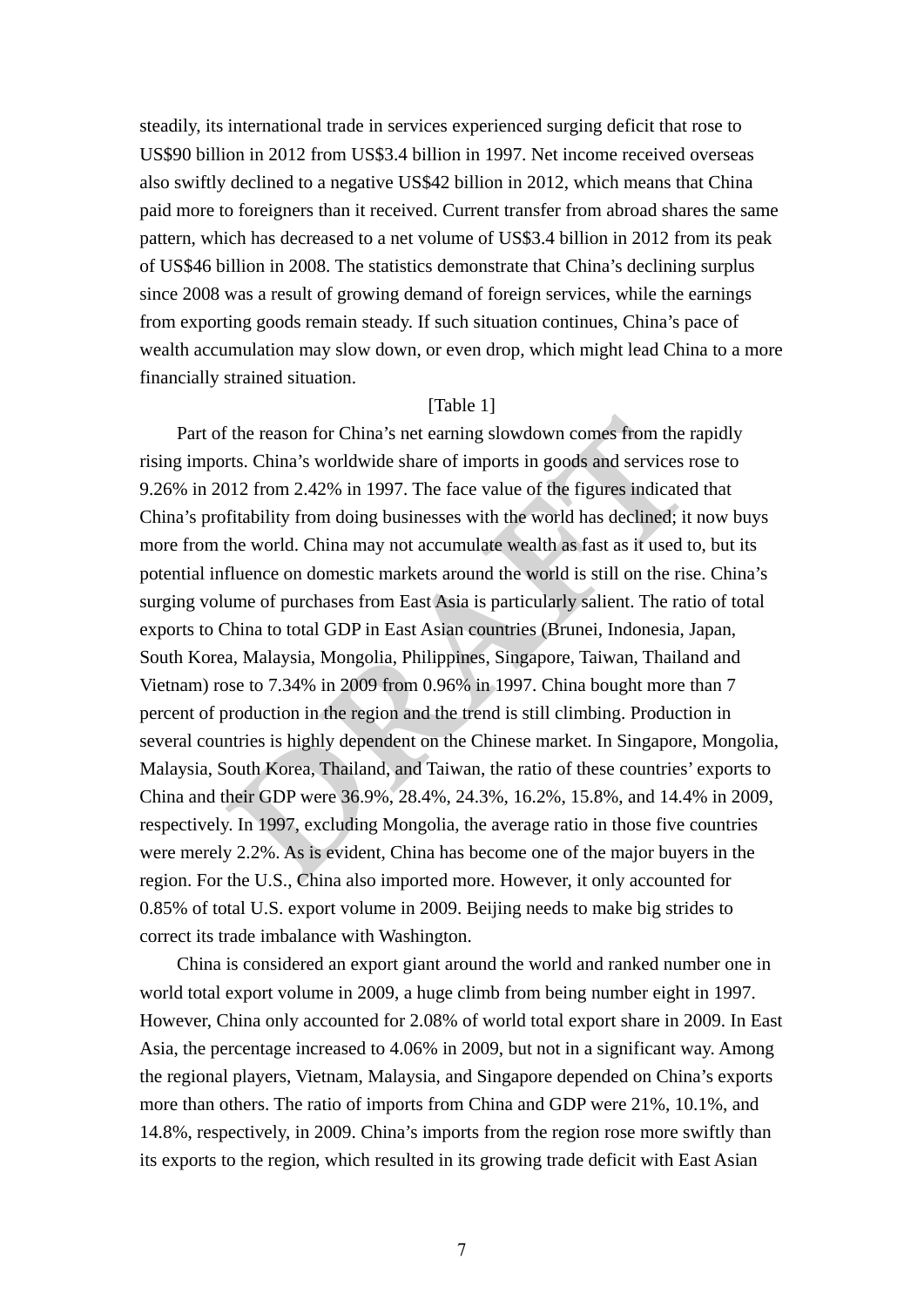steadily, its international trade in services experienced surging deficit that rose to US$90 billion in 2012 from US$3.4 billion in 1997. Net income received overseas also swiftly declined to a negative US$42 billion in 2012, which means that China paid more to foreigners than it received. Current transfer from abroad shares the same pattern, which has decreased to a net volume of US$3.4 billion in 2012 from its peak of US$46 billion in 2008. The statistics demonstrate that China's declining surplus since 2008 was a result of growing demand of foreign services, while the earnings from exporting goods remain steady. If such situation continues, China's pace of wealth accumulation may slow down, or even drop, which might lead China to a more financially strained situation.

[Table 1]

Part of the reason for China's net earning slowdown comes from the rapidly rising imports. China's worldwide share of imports in goods and services rose to 9.26% in 2012 from 2.42% in 1997. The face value of the figures indicated that China's profitability from doing businesses with the world has declined; it now buys more from the world. China may not accumulate wealth as fast as it used to, but its potential influence on domestic markets around the world is still on the rise. China's surging volume of purchases from East Asia is particularly salient. The ratio of total exports to China to total GDP in East Asian countries (Brunei, Indonesia, Japan, South Korea, Malaysia, Mongolia, Philippines, Singapore, Taiwan, Thailand and Vietnam) rose to 7.34% in 2009 from 0.96% in 1997. China bought more than 7 percent of production in the region and the trend is still climbing. Production in several countries is highly dependent on the Chinese market. In Singapore, Mongolia, Malaysia, South Korea, Thailand, and Taiwan, the ratio of these countries' exports to China and their GDP were 36.9%, 28.4%, 24.3%, 16.2%, 15.8%, and 14.4% in 2009, respectively. In 1997, excluding Mongolia, the average ratio in those five countries were merely 2.2%. As is evident, China has become one of the major buyers in the region. For the U.S., China also imported more. However, it only accounted for 0.85% of total U.S. export volume in 2009. Beijing needs to make big strides to correct its trade imbalance with Washington.

China is considered an export giant around the world and ranked number one in world total export volume in 2009, a huge climb from being number eight in 1997. However, China only accounted for 2.08% of world total export share in 2009. In East Asia, the percentage increased to 4.06% in 2009, but not in a significant way. Among the regional players, Vietnam, Malaysia, and Singapore depended on China's exports more than others. The ratio of imports from China and GDP were 21%, 10.1%, and 14.8%, respectively, in 2009. China's imports from the region rose more swiftly than its exports to the region, which resulted in its growing trade deficit with East Asian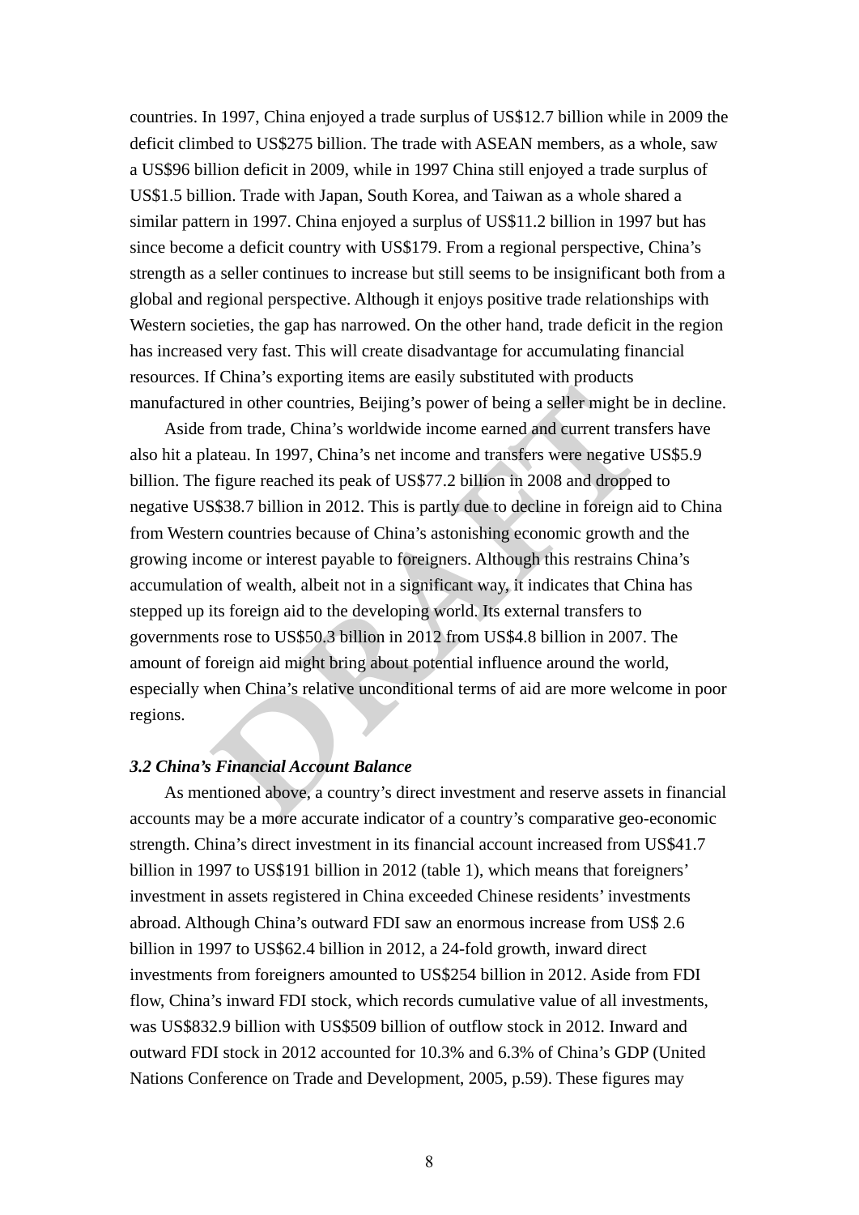countries. In 1997, China enjoyed a trade surplus of US$12.7 billion while in 2009 the deficit climbed to US$275 billion. The trade with ASEAN members, as a whole, saw a US$96 billion deficit in 2009, while in 1997 China still enjoyed a trade surplus of US$1.5 billion. Trade with Japan, South Korea, and Taiwan as a whole shared a similar pattern in 1997. China enjoyed a surplus of US$11.2 billion in 1997 but has since become a deficit country with US$179. From a regional perspective, China's strength as a seller continues to increase but still seems to be insignificant both from a global and regional perspective. Although it enjoys positive trade relationships with Western societies, the gap has narrowed. On the other hand, trade deficit in the region has increased very fast. This will create disadvantage for accumulating financial resources. If China's exporting items are easily substituted with products manufactured in other countries, Beijing's power of being a seller might be in decline.

Aside from trade, China's worldwide income earned and current transfers have also hit a plateau. In 1997, China's net income and transfers were negative US$5.9 billion. The figure reached its peak of US$77.2 billion in 2008 and dropped to negative US$38.7 billion in 2012. This is partly due to decline in foreign aid to China from Western countries because of China's astonishing economic growth and the growing income or interest payable to foreigners. Although this restrains China's accumulation of wealth, albeit not in a significant way, it indicates that China has stepped up its foreign aid to the developing world. Its external transfers to governments rose to US$50.3 billion in 2012 from US$4.8 billion in 2007. The amount of foreign aid might bring about potential influence around the world, especially when China's relative unconditional terms of aid are more welcome in poor regions.

### *3.2 China's Financial Account Balance*

As mentioned above, a country's direct investment and reserve assets in financial accounts may be a more accurate indicator of a country's comparative geo-economic strength. China's direct investment in its financial account increased from US$41.7 billion in 1997 to US$191 billion in 2012 (table 1), which means that foreigners' investment in assets registered in China exceeded Chinese residents' investments abroad. Although China's outward FDI saw an enormous increase from US$ 2.6 billion in 1997 to US$62.4 billion in 2012, a 24-fold growth, inward direct investments from foreigners amounted to US$254 billion in 2012. Aside from FDI flow, China's inward FDI stock, which records cumulative value of all investments, was US$832.9 billion with US$509 billion of outflow stock in 2012. Inward and outward FDI stock in 2012 accounted for 10.3% and 6.3% of China's GDP (United Nations Conference on Trade and Development, 2005, p.59). These figures may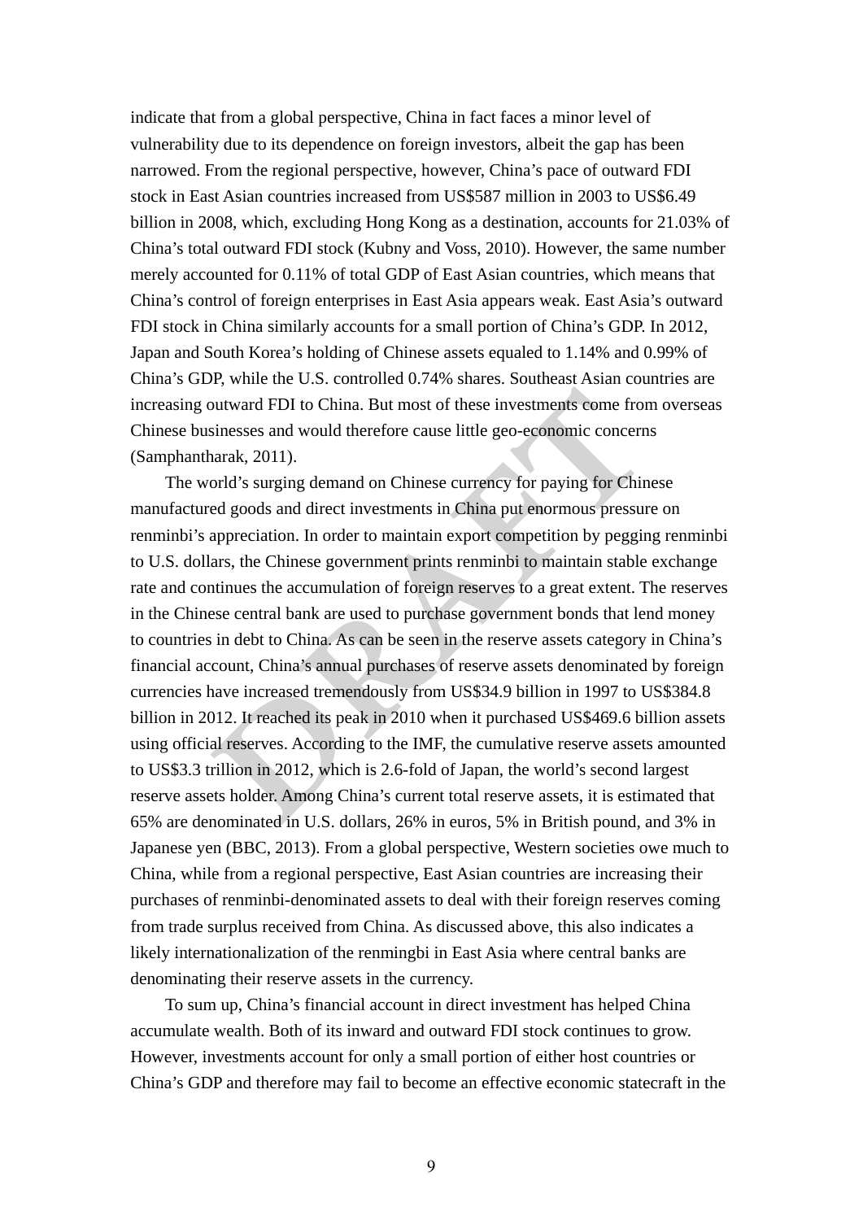indicate that from a global perspective, China in fact faces a minor level of vulnerability due to its dependence on foreign investors, albeit the gap has been narrowed. From the regional perspective, however, China's pace of outward FDI stock in East Asian countries increased from US$587 million in 2003 to US$6.49 billion in 2008, which, excluding Hong Kong as a destination, accounts for 21.03% of China's total outward FDI stock (Kubny and Voss, 2010). However, the same number merely accounted for 0.11% of total GDP of East Asian countries, which means that China's control of foreign enterprises in East Asia appears weak. East Asia's outward FDI stock in China similarly accounts for a small portion of China's GDP. In 2012, Japan and South Korea's holding of Chinese assets equaled to 1.14% and 0.99% of China's GDP, while the U.S. controlled 0.74% shares. Southeast Asian countries are increasing outward FDI to China. But most of these investments come from overseas Chinese businesses and would therefore cause little geo-economic concerns (Samphantharak, 2011).

The world's surging demand on Chinese currency for paying for Chinese manufactured goods and direct investments in China put enormous pressure on renminbi's appreciation. In order to maintain export competition by pegging renminbi to U.S. dollars, the Chinese government prints renminbi to maintain stable exchange rate and continues the accumulation of foreign reserves to a great extent. The reserves in the Chinese central bank are used to purchase government bonds that lend money to countries in debt to China. As can be seen in the reserve assets category in China's financial account, China's annual purchases of reserve assets denominated by foreign currencies have increased tremendously from US$34.9 billion in 1997 to US$384.8 billion in 2012. It reached its peak in 2010 when it purchased US$469.6 billion assets using official reserves. According to the IMF, the cumulative reserve assets amounted to US$3.3 trillion in 2012, which is 2.6-fold of Japan, the world's second largest reserve assets holder. Among China's current total reserve assets, it is estimated that 65% are denominated in U.S. dollars, 26% in euros, 5% in British pound, and 3% in Japanese yen (BBC, 2013). From a global perspective, Western societies owe much to China, while from a regional perspective, East Asian countries are increasing their purchases of renminbi-denominated assets to deal with their foreign reserves coming from trade surplus received from China. As discussed above, this also indicates a likely internationalization of the renmingbi in East Asia where central banks are denominating their reserve assets in the currency.

To sum up, China's financial account in direct investment has helped China accumulate wealth. Both of its inward and outward FDI stock continues to grow. However, investments account for only a small portion of either host countries or China's GDP and therefore may fail to become an effective economic statecraft in the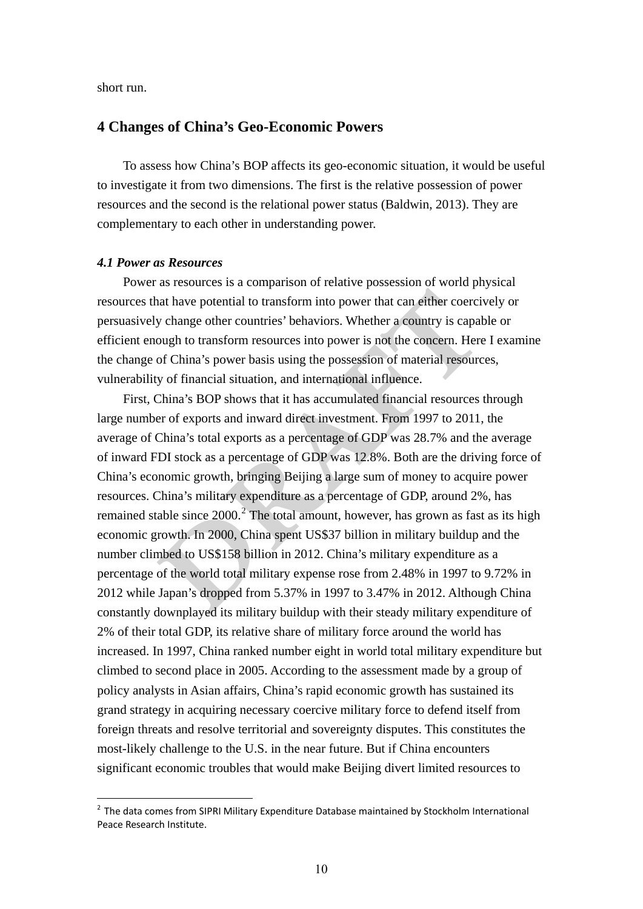short run.

## 4 Changes of China's Geo-Economic Powers

To assess how China's BOP affects its geo-economic situation, it would be useful to investigate it from two dimensions. The first is the relative possession of power resources and the second is the relational power status (Baldwin, 2013). They are complementary to each other in understanding power.

### *4.1 Power as Resources*

Power as resources is a comparison of relative possession of world physical resources that have potential to transform into power that can either coercively or persuasively change other countries' behaviors. Whether a country is capable or efficient enough to transform resources into power is not the concern. Here I examine the change of China's power basis using the possession of material resources, vulnerability of financial situation, and international influence.

First, China's BOP shows that it has accumulated financial resources through large number of exports and inward direct investment. From 1997 to 2011, the average of China's total exports as a percentage of GDP was 28.7% and the average of inward FDI stock as a percentage of GDP was 12.8%. Both are the driving force of China's economic growth, bringing Beijing a large sum of money to acquire power resources. China's military expenditure as a percentage of GDP, around 2%, has remained stable since 2000.[2] The total amount, however, has grown as fast as its high economic growth. In 2000, China spent US$37 billion in military buildup and the number climbed to US$158 billion in 2012. China's military expenditure as a percentage of the world total military expense rose from 2.48% in 1997 to 9.72% in 2012 while Japan's dropped from 5.37% in 1997 to 3.47% in 2012. Although China constantly downplayed its military buildup with their steady military expenditure of 2% of their total GDP, its relative share of military force around the world has increased. In 1997, China ranked number eight in world total military expenditure but climbed to second place in 2005. According to the assessment made by a group of policy analysts in Asian affairs, China's rapid economic growth has sustained its grand strategy in acquiring necessary coercive military force to defend itself from foreign threats and resolve territorial and sovereignty disputes. This constitutes the most-likely challenge to the U.S. in the near future. But if China encounters significant economic troubles that would make Beijing divert limited resources to

[2] The data comes from SIPRI Military Expenditure Database maintained by Stockholm International Peace Research Institute.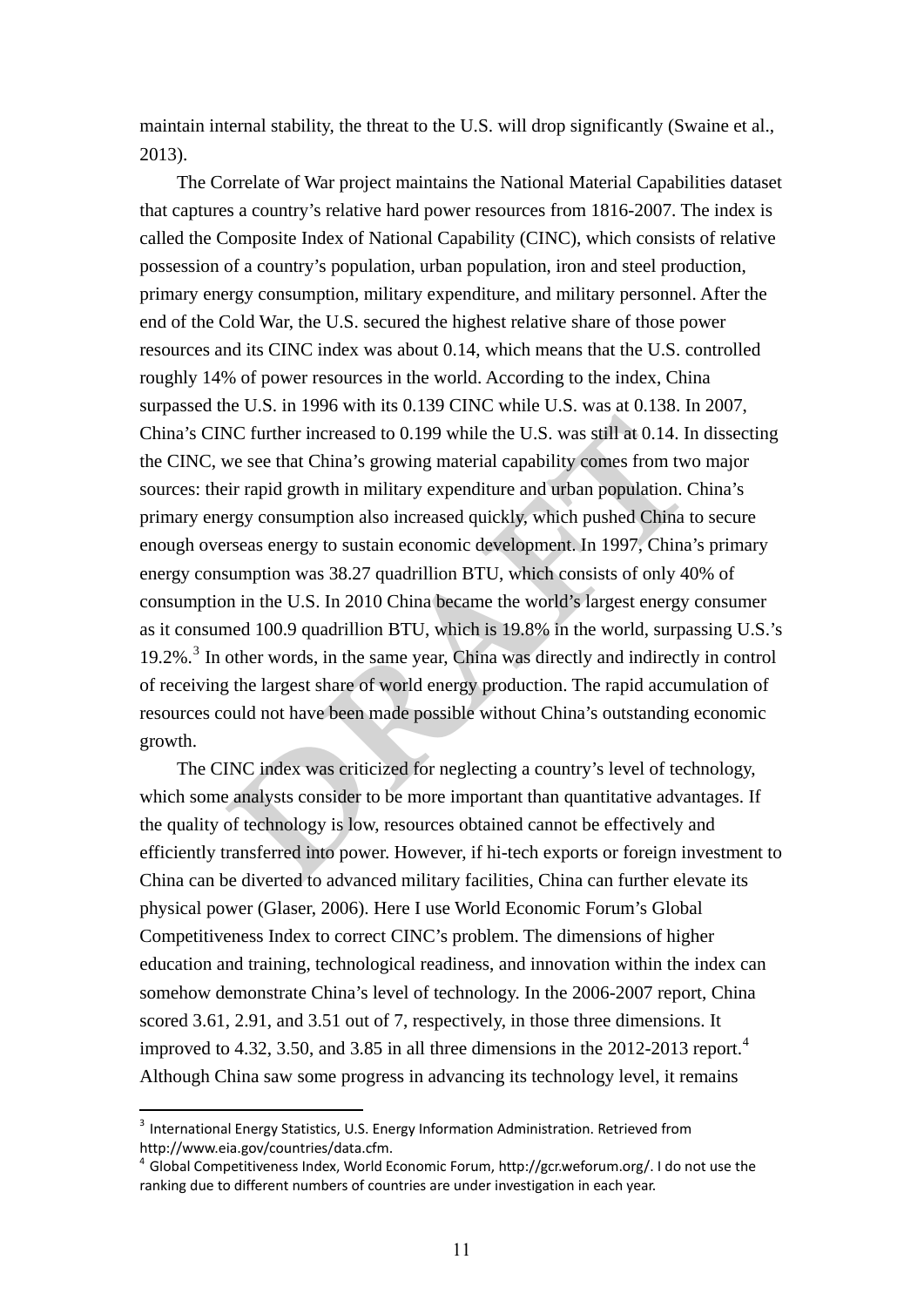maintain internal stability, the threat to the U.S. will drop significantly (Swaine et al., 2013).

The Correlate of War project maintains the National Material Capabilities dataset that captures a country's relative hard power resources from 1816-2007. The index is called the Composite Index of National Capability (CINC), which consists of relative possession of a country's population, urban population, iron and steel production, primary energy consumption, military expenditure, and military personnel. After the end of the Cold War, the U.S. secured the highest relative share of those power resources and its CINC index was about 0.14, which means that the U.S. controlled roughly 14% of power resources in the world. According to the index, China surpassed the U.S. in 1996 with its 0.139 CINC while U.S. was at 0.138. In 2007, China's CINC further increased to 0.199 while the U.S. was still at 0.14. In dissecting the CINC, we see that China's growing material capability comes from two major sources: their rapid growth in military expenditure and urban population. China's primary energy consumption also increased quickly, which pushed China to secure enough overseas energy to sustain economic development. In 1997, China's primary energy consumption was 38.27 quadrillion BTU, which consists of only 40% of consumption in the U.S. In 2010 China became the world's largest energy consumer as it consumed 100.9 quadrillion BTU, which is 19.8% in the world, surpassing U.S.'s 19.2%.[3] In other words, in the same year, China was directly and indirectly in control of receiving the largest share of world energy production. The rapid accumulation of resources could not have been made possible without China's outstanding economic growth.

The CINC index was criticized for neglecting a country's level of technology, which some analysts consider to be more important than quantitative advantages. If the quality of technology is low, resources obtained cannot be effectively and efficiently transferred into power. However, if hi-tech exports or foreign investment to China can be diverted to advanced military facilities, China can further elevate its physical power (Glaser, 2006). Here I use World Economic Forum's Global Competitiveness Index to correct CINC's problem. The dimensions of higher education and training, technological readiness, and innovation within the index can somehow demonstrate China's level of technology. In the 2006-2007 report, China scored 3.61, 2.91, and 3.51 out of 7, respectively, in those three dimensions. It improved to 4.32, 3.50, and 3.85 in all three dimensions in the 2012-2013 report.[4] Although China saw some progress in advancing its technology level, it remains

---

[3] International Energy Statistics, U.S. Energy Information Administration. Retrieved from http://www.eia.gov/countries/data.cfm.

[4] Global Competitiveness Index, World Economic Forum, http://gcr.weforum.org/. I do not use the ranking due to different numbers of countries are under investigation in each year.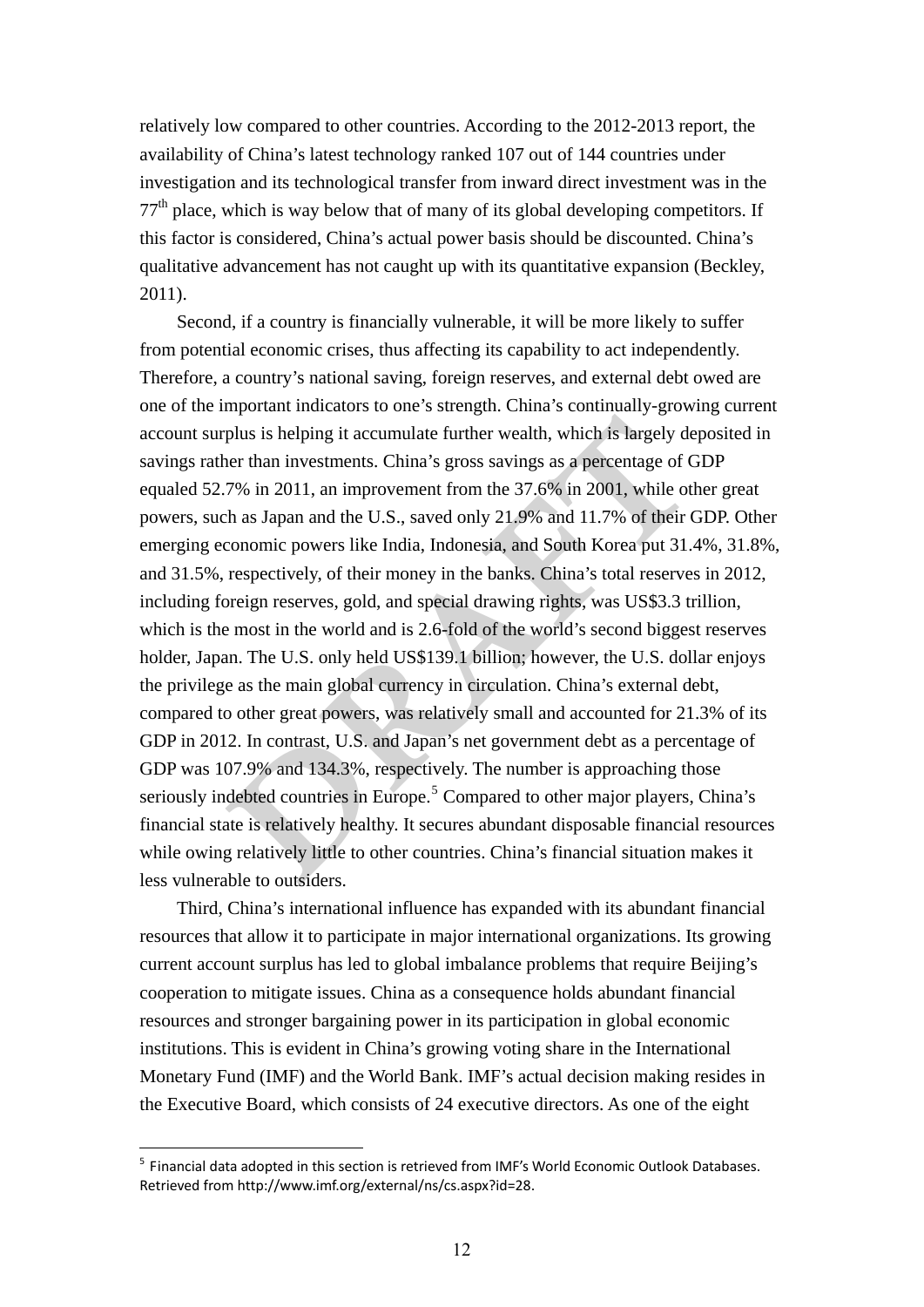relatively low compared to other countries. According to the 2012-2013 report, the availability of China's latest technology ranked 107 out of 144 countries under investigation and its technological transfer from inward direct investment was in the 77th place, which is way below that of many of its global developing competitors. If this factor is considered, China's actual power basis should be discounted. China's qualitative advancement has not caught up with its quantitative expansion (Beckley, 2011).

Second, if a country is financially vulnerable, it will be more likely to suffer from potential economic crises, thus affecting its capability to act independently. Therefore, a country's national saving, foreign reserves, and external debt owed are one of the important indicators to one's strength. China's continually-growing current account surplus is helping it accumulate further wealth, which is largely deposited in savings rather than investments. China's gross savings as a percentage of GDP equaled 52.7% in 2011, an improvement from the 37.6% in 2001, while other great powers, such as Japan and the U.S., saved only 21.9% and 11.7% of their GDP. Other emerging economic powers like India, Indonesia, and South Korea put 31.4%, 31.8%, and 31.5%, respectively, of their money in the banks. China's total reserves in 2012, including foreign reserves, gold, and special drawing rights, was US$3.3 trillion, which is the most in the world and is 2.6-fold of the world's second biggest reserves holder, Japan. The U.S. only held US$139.1 billion; however, the U.S. dollar enjoys the privilege as the main global currency in circulation. China's external debt, compared to other great powers, was relatively small and accounted for 21.3% of its GDP in 2012. In contrast, U.S. and Japan's net government debt as a percentage of GDP was 107.9% and 134.3%, respectively. The number is approaching those seriously indebted countries in Europe.[5] Compared to other major players, China's financial state is relatively healthy. It secures abundant disposable financial resources while owing relatively little to other countries. China's financial situation makes it less vulnerable to outsiders.

Third, China's international influence has expanded with its abundant financial resources that allow it to participate in major international organizations. Its growing current account surplus has led to global imbalance problems that require Beijing's cooperation to mitigate issues. China as a consequence holds abundant financial resources and stronger bargaining power in its participation in global economic institutions. This is evident in China's growing voting share in the International Monetary Fund (IMF) and the World Bank. IMF's actual decision making resides in the Executive Board, which consists of 24 executive directors. As one of the eight

[5] Financial data adopted in this section is retrieved from IMF's World Economic Outlook Databases. Retrieved from http://www.imf.org/external/ns/cs.aspx?id=28.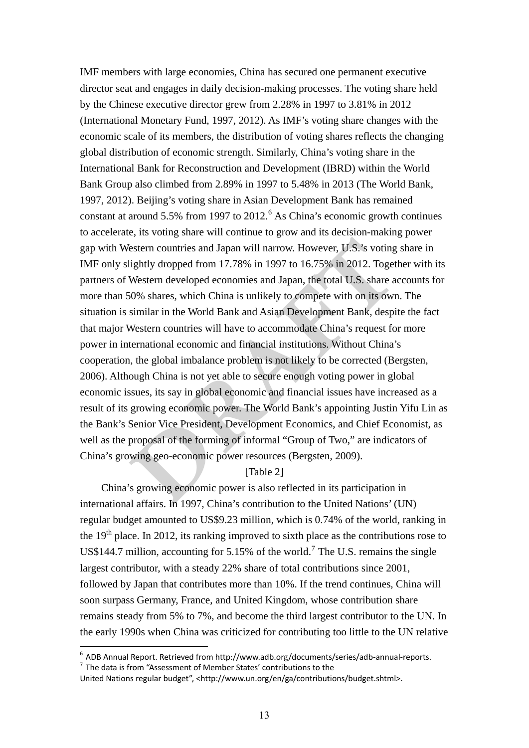IMF members with large economies, China has secured one permanent executive director seat and engages in daily decision-making processes. The voting share held by the Chinese executive director grew from 2.28% in 1997 to 3.81% in 2012 (International Monetary Fund, 1997, 2012). As IMF's voting share changes with the economic scale of its members, the distribution of voting shares reflects the changing global distribution of economic strength. Similarly, China's voting share in the International Bank for Reconstruction and Development (IBRD) within the World Bank Group also climbed from 2.89% in 1997 to 5.48% in 2013 (The World Bank, 1997, 2012). Beijing's voting share in Asian Development Bank has remained constant at around 5.5% from 1997 to 2012.[6] As China's economic growth continues to accelerate, its voting share will continue to grow and its decision-making power gap with Western countries and Japan will narrow. However, U.S.'s voting share in IMF only slightly dropped from 17.78% in 1997 to 16.75% in 2012. Together with its partners of Western developed economies and Japan, the total U.S. share accounts for more than 50% shares, which China is unlikely to compete with on its own. The situation is similar in the World Bank and Asian Development Bank, despite the fact that major Western countries will have to accommodate China's request for more power in international economic and financial institutions. Without China's cooperation, the global imbalance problem is not likely to be corrected (Bergsten, 2006). Although China is not yet able to secure enough voting power in global economic issues, its say in global economic and financial issues have increased as a result of its growing economic power. The World Bank's appointing Justin Yifu Lin as the Bank's Senior Vice President, Development Economics, and Chief Economist, as well as the proposal of the forming of informal "Group of Two," are indicators of China's growing geo-economic power resources (Bergsten, 2009).

[Table 2]

China's growing economic power is also reflected in its participation in international affairs. In 1997, China's contribution to the United Nations' (UN) regular budget amounted to US$9.23 million, which is 0.74% of the world, ranking in the 19th place. In 2012, its ranking improved to sixth place as the contributions rose to US$144.7 million, accounting for 5.15% of the world.[7] The U.S. remains the single largest contributor, with a steady 22% share of total contributions since 2001, followed by Japan that contributes more than 10%. If the trend continues, China will soon surpass Germany, France, and United Kingdom, whose contribution share remains steady from 5% to 7%, and become the third largest contributor to the UN. In the early 1990s when China was criticized for contributing too little to the UN relative

---

[6] ADB Annual Report. Retrieved from http://www.adb.org/documents/series/adb-annual-reports.

[7] The data is from "Assessment of Member States' contributions to the United Nations regular budget", <http://www.un.org/en/ga/contributions/budget.shtml>.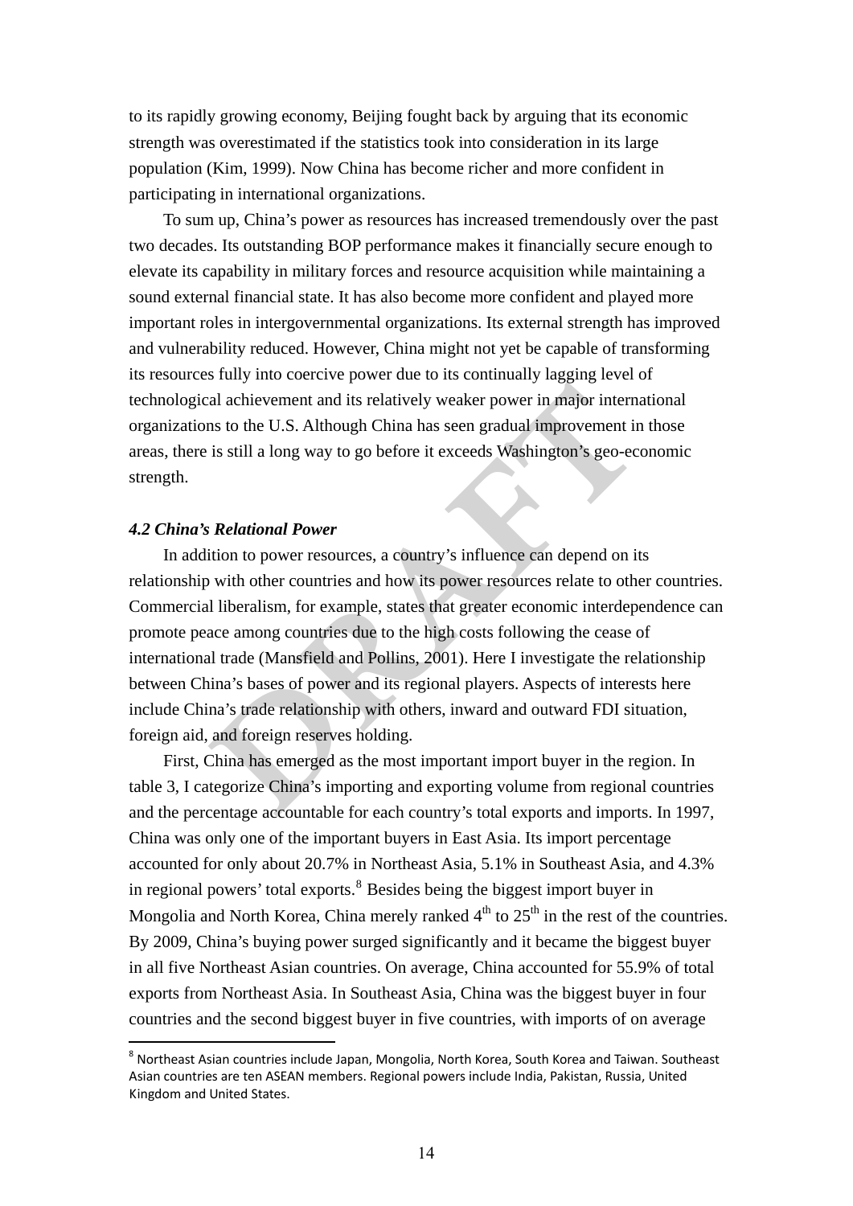to its rapidly growing economy, Beijing fought back by arguing that its economic strength was overestimated if the statistics took into consideration in its large population (Kim, 1999). Now China has become richer and more confident in participating in international organizations.

To sum up, China's power as resources has increased tremendously over the past two decades. Its outstanding BOP performance makes it financially secure enough to elevate its capability in military forces and resource acquisition while maintaining a sound external financial state. It has also become more confident and played more important roles in intergovernmental organizations. Its external strength has improved and vulnerability reduced. However, China might not yet be capable of transforming its resources fully into coercive power due to its continually lagging level of technological achievement and its relatively weaker power in major international organizations to the U.S. Although China has seen gradual improvement in those areas, there is still a long way to go before it exceeds Washington's geo-economic strength.

### *4.2 China's Relational Power*

In addition to power resources, a country's influence can depend on its relationship with other countries and how its power resources relate to other countries. Commercial liberalism, for example, states that greater economic interdependence can promote peace among countries due to the high costs following the cease of international trade (Mansfield and Pollins, 2001). Here I investigate the relationship between China's bases of power and its regional players. Aspects of interests here include China's trade relationship with others, inward and outward FDI situation, foreign aid, and foreign reserves holding.

First, China has emerged as the most important import buyer in the region. In table 3, I categorize China's importing and exporting volume from regional countries and the percentage accountable for each country's total exports and imports. In 1997, China was only one of the important buyers in East Asia. Its import percentage accounted for only about 20.7% in Northeast Asia, 5.1% in Southeast Asia, and 4.3% in regional powers' total exports.[8] Besides being the biggest import buyer in Mongolia and North Korea, China merely ranked 4th to 25th in the rest of the countries. By 2009, China's buying power surged significantly and it became the biggest buyer in all five Northeast Asian countries. On average, China accounted for 55.9% of total exports from Northeast Asia. In Southeast Asia, China was the biggest buyer in four countries and the second biggest buyer in five countries, with imports of on average

[8] Northeast Asian countries include Japan, Mongolia, North Korea, South Korea and Taiwan. Southeast Asian countries are ten ASEAN members. Regional powers include India, Pakistan, Russia, United Kingdom and United States.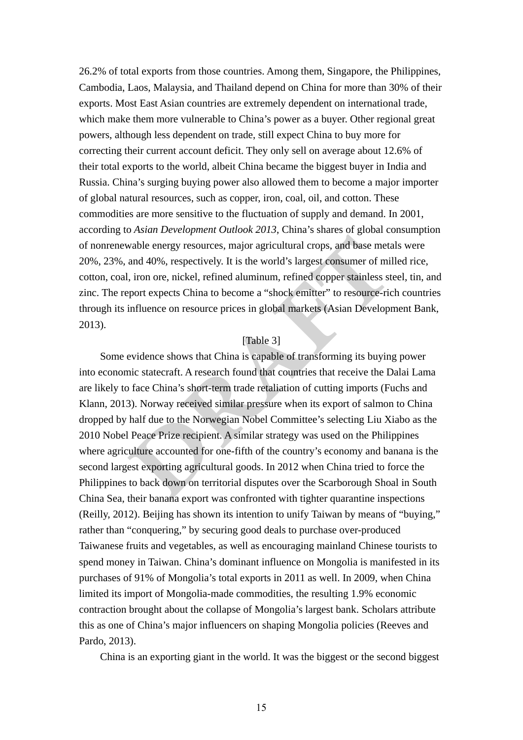26.2% of total exports from those countries. Among them, Singapore, the Philippines, Cambodia, Laos, Malaysia, and Thailand depend on China for more than 30% of their exports. Most East Asian countries are extremely dependent on international trade, which make them more vulnerable to China's power as a buyer. Other regional great powers, although less dependent on trade, still expect China to buy more for correcting their current account deficit. They only sell on average about 12.6% of their total exports to the world, albeit China became the biggest buyer in India and Russia. China's surging buying power also allowed them to become a major importer of global natural resources, such as copper, iron, coal, oil, and cotton. These commodities are more sensitive to the fluctuation of supply and demand. In 2001, according to *Asian Development Outlook 2013*, China's shares of global consumption of nonrenewable energy resources, major agricultural crops, and base metals were 20%, 23%, and 40%, respectively. It is the world's largest consumer of milled rice, cotton, coal, iron ore, nickel, refined aluminum, refined copper stainless steel, tin, and zinc. The report expects China to become a "shock emitter" to resource-rich countries through its influence on resource prices in global markets (Asian Development Bank, 2013).

[Table 3]

Some evidence shows that China is capable of transforming its buying power into economic statecraft. A research found that countries that receive the Dalai Lama are likely to face China's short-term trade retaliation of cutting imports (Fuchs and Klann, 2013). Norway received similar pressure when its export of salmon to China dropped by half due to the Norwegian Nobel Committee's selecting Liu Xiabo as the 2010 Nobel Peace Prize recipient. A similar strategy was used on the Philippines where agriculture accounted for one-fifth of the country's economy and banana is the second largest exporting agricultural goods. In 2012 when China tried to force the Philippines to back down on territorial disputes over the Scarborough Shoal in South China Sea, their banana export was confronted with tighter quarantine inspections (Reilly, 2012). Beijing has shown its intention to unify Taiwan by means of "buying," rather than "conquering," by securing good deals to purchase over-produced Taiwanese fruits and vegetables, as well as encouraging mainland Chinese tourists to spend money in Taiwan. China's dominant influence on Mongolia is manifested in its purchases of 91% of Mongolia's total exports in 2011 as well. In 2009, when China limited its import of Mongolia-made commodities, the resulting 1.9% economic contraction brought about the collapse of Mongolia's largest bank. Scholars attribute this as one of China's major influencers on shaping Mongolia policies (Reeves and Pardo, 2013).

China is an exporting giant in the world. It was the biggest or the second biggest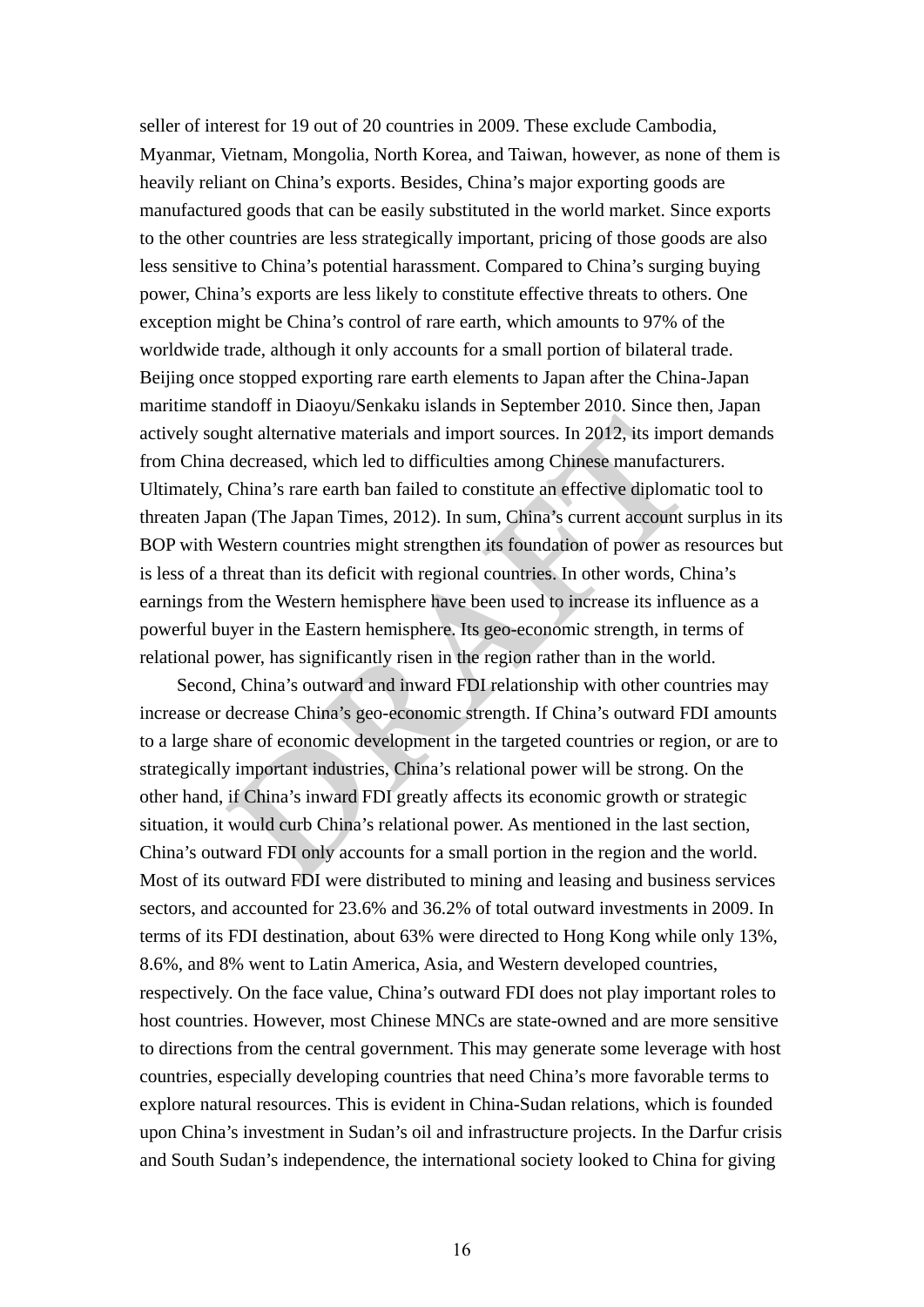seller of interest for 19 out of 20 countries in 2009. These exclude Cambodia, Myanmar, Vietnam, Mongolia, North Korea, and Taiwan, however, as none of them is heavily reliant on China's exports. Besides, China's major exporting goods are manufactured goods that can be easily substituted in the world market. Since exports to the other countries are less strategically important, pricing of those goods are also less sensitive to China's potential harassment. Compared to China's surging buying power, China's exports are less likely to constitute effective threats to others. One exception might be China's control of rare earth, which amounts to 97% of the worldwide trade, although it only accounts for a small portion of bilateral trade. Beijing once stopped exporting rare earth elements to Japan after the China-Japan maritime standoff in Diaoyu/Senkaku islands in September 2010. Since then, Japan actively sought alternative materials and import sources. In 2012, its import demands from China decreased, which led to difficulties among Chinese manufacturers. Ultimately, China's rare earth ban failed to constitute an effective diplomatic tool to threaten Japan (The Japan Times, 2012). In sum, China's current account surplus in its BOP with Western countries might strengthen its foundation of power as resources but is less of a threat than its deficit with regional countries. In other words, China's earnings from the Western hemisphere have been used to increase its influence as a powerful buyer in the Eastern hemisphere. Its geo-economic strength, in terms of relational power, has significantly risen in the region rather than in the world.

Second, China's outward and inward FDI relationship with other countries may increase or decrease China's geo-economic strength. If China's outward FDI amounts to a large share of economic development in the targeted countries or region, or are to strategically important industries, China's relational power will be strong. On the other hand, if China's inward FDI greatly affects its economic growth or strategic situation, it would curb China's relational power. As mentioned in the last section, China's outward FDI only accounts for a small portion in the region and the world. Most of its outward FDI were distributed to mining and leasing and business services sectors, and accounted for 23.6% and 36.2% of total outward investments in 2009. In terms of its FDI destination, about 63% were directed to Hong Kong while only 13%, 8.6%, and 8% went to Latin America, Asia, and Western developed countries, respectively. On the face value, China's outward FDI does not play important roles to host countries. However, most Chinese MNCs are state-owned and are more sensitive to directions from the central government. This may generate some leverage with host countries, especially developing countries that need China's more favorable terms to explore natural resources. This is evident in China-Sudan relations, which is founded upon China's investment in Sudan's oil and infrastructure projects. In the Darfur crisis and South Sudan's independence, the international society looked to China for giving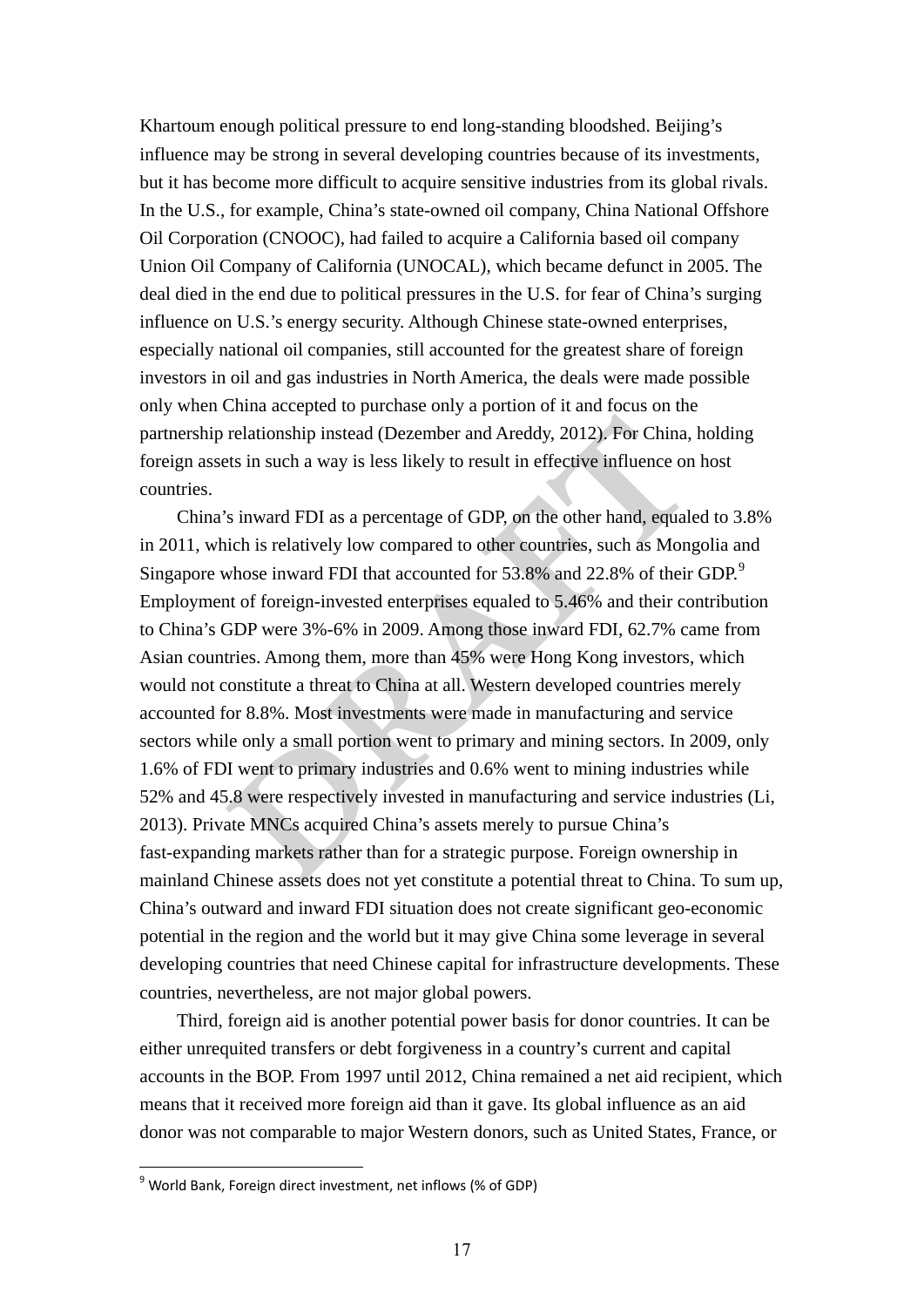Khartoum enough political pressure to end long-standing bloodshed. Beijing's influence may be strong in several developing countries because of its investments, but it has become more difficult to acquire sensitive industries from its global rivals. In the U.S., for example, China's state-owned oil company, China National Offshore Oil Corporation (CNOOC), had failed to acquire a California based oil company Union Oil Company of California (UNOCAL), which became defunct in 2005. The deal died in the end due to political pressures in the U.S. for fear of China's surging influence on U.S.'s energy security. Although Chinese state-owned enterprises, especially national oil companies, still accounted for the greatest share of foreign investors in oil and gas industries in North America, the deals were made possible only when China accepted to purchase only a portion of it and focus on the partnership relationship instead (Dezember and Areddy, 2012). For China, holding foreign assets in such a way is less likely to result in effective influence on host countries.

China's inward FDI as a percentage of GDP, on the other hand, equaled to 3.8% in 2011, which is relatively low compared to other countries, such as Mongolia and Singapore whose inward FDI that accounted for 53.8% and 22.8% of their GDP.[9] Employment of foreign-invested enterprises equaled to 5.46% and their contribution to China's GDP were 3%-6% in 2009. Among those inward FDI, 62.7% came from Asian countries. Among them, more than 45% were Hong Kong investors, which would not constitute a threat to China at all. Western developed countries merely accounted for 8.8%. Most investments were made in manufacturing and service sectors while only a small portion went to primary and mining sectors. In 2009, only 1.6% of FDI went to primary industries and 0.6% went to mining industries while 52% and 45.8 were respectively invested in manufacturing and service industries (Li, 2013). Private MNCs acquired China's assets merely to pursue China's fast-expanding markets rather than for a strategic purpose. Foreign ownership in mainland Chinese assets does not yet constitute a potential threat to China. To sum up, China's outward and inward FDI situation does not create significant geo-economic potential in the region and the world but it may give China some leverage in several developing countries that need Chinese capital for infrastructure developments. These countries, nevertheless, are not major global powers.

Third, foreign aid is another potential power basis for donor countries. It can be either unrequited transfers or debt forgiveness in a country's current and capital accounts in the BOP. From 1997 until 2012, China remained a net aid recipient, which means that it received more foreign aid than it gave. Its global influence as an aid donor was not comparable to major Western donors, such as United States, France, or

[9] World Bank, Foreign direct investment, net inflows (% of GDP)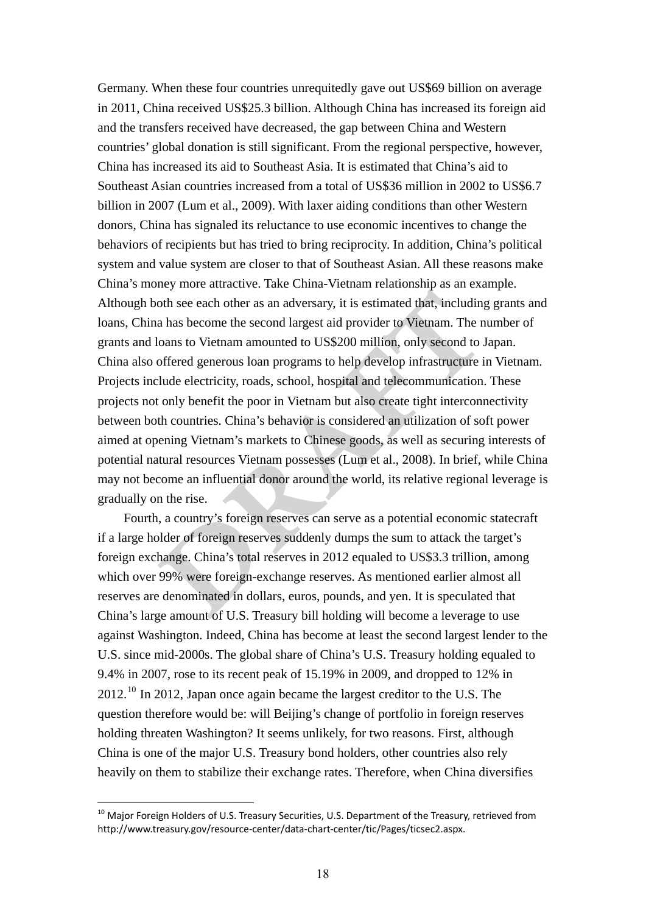Germany. When these four countries unrequitedly gave out US$69 billion on average in 2011, China received US$25.3 billion. Although China has increased its foreign aid and the transfers received have decreased, the gap between China and Western countries' global donation is still significant. From the regional perspective, however, China has increased its aid to Southeast Asia. It is estimated that China's aid to Southeast Asian countries increased from a total of US$36 million in 2002 to US$6.7 billion in 2007 (Lum et al., 2009). With laxer aiding conditions than other Western donors, China has signaled its reluctance to use economic incentives to change the behaviors of recipients but has tried to bring reciprocity. In addition, China's political system and value system are closer to that of Southeast Asian. All these reasons make China's money more attractive. Take China-Vietnam relationship as an example. Although both see each other as an adversary, it is estimated that, including grants and loans, China has become the second largest aid provider to Vietnam. The number of grants and loans to Vietnam amounted to US$200 million, only second to Japan. China also offered generous loan programs to help develop infrastructure in Vietnam. Projects include electricity, roads, school, hospital and telecommunication. These projects not only benefit the poor in Vietnam but also create tight interconnectivity between both countries. China's behavior is considered an utilization of soft power aimed at opening Vietnam's markets to Chinese goods, as well as securing interests of potential natural resources Vietnam possesses (Lum et al., 2008). In brief, while China may not become an influential donor around the world, its relative regional leverage is gradually on the rise.

Fourth, a country's foreign reserves can serve as a potential economic statecraft if a large holder of foreign reserves suddenly dumps the sum to attack the target's foreign exchange. China's total reserves in 2012 equaled to US$3.3 trillion, among which over 99% were foreign-exchange reserves. As mentioned earlier almost all reserves are denominated in dollars, euros, pounds, and yen. It is speculated that China's large amount of U.S. Treasury bill holding will become a leverage to use against Washington. Indeed, China has become at least the second largest lender to the U.S. since mid-2000s. The global share of China's U.S. Treasury holding equaled to 9.4% in 2007, rose to its recent peak of 15.19% in 2009, and dropped to 12% in 2012.[10] In 2012, Japan once again became the largest creditor to the U.S. The question therefore would be: will Beijing's change of portfolio in foreign reserves holding threaten Washington? It seems unlikely, for two reasons. First, although China is one of the major U.S. Treasury bond holders, other countries also rely heavily on them to stabilize their exchange rates. Therefore, when China diversifies

[10] Major Foreign Holders of U.S. Treasury Securities, U.S. Department of the Treasury, retrieved from http://www.treasury.gov/resource-center/data-chart-center/tic/Pages/ticsec2.aspx.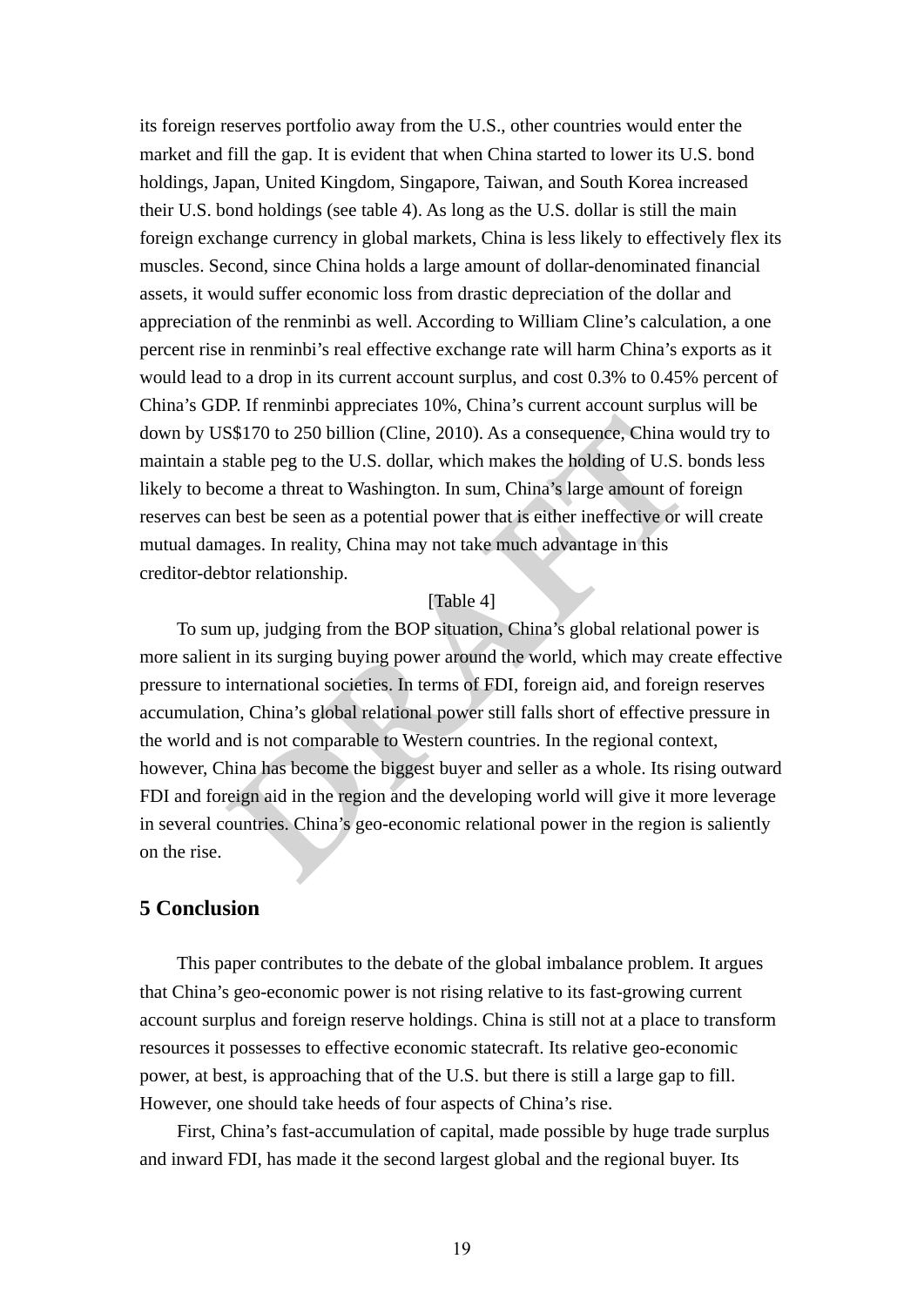its foreign reserves portfolio away from the U.S., other countries would enter the market and fill the gap. It is evident that when China started to lower its U.S. bond holdings, Japan, United Kingdom, Singapore, Taiwan, and South Korea increased their U.S. bond holdings (see table 4). As long as the U.S. dollar is still the main foreign exchange currency in global markets, China is less likely to effectively flex its muscles. Second, since China holds a large amount of dollar-denominated financial assets, it would suffer economic loss from drastic depreciation of the dollar and appreciation of the renminbi as well. According to William Cline's calculation, a one percent rise in renminbi's real effective exchange rate will harm China's exports as it would lead to a drop in its current account surplus, and cost 0.3% to 0.45% percent of China's GDP. If renminbi appreciates 10%, China's current account surplus will be down by US$170 to 250 billion (Cline, 2010). As a consequence, China would try to maintain a stable peg to the U.S. dollar, which makes the holding of U.S. bonds less likely to become a threat to Washington. In sum, China's large amount of foreign reserves can best be seen as a potential power that is either ineffective or will create mutual damages. In reality, China may not take much advantage in this creditor-debtor relationship.

[Table 4]

To sum up, judging from the BOP situation, China's global relational power is more salient in its surging buying power around the world, which may create effective pressure to international societies. In terms of FDI, foreign aid, and foreign reserves accumulation, China's global relational power still falls short of effective pressure in the world and is not comparable to Western countries. In the regional context, however, China has become the biggest buyer and seller as a whole. Its rising outward FDI and foreign aid in the region and the developing world will give it more leverage in several countries. China's geo-economic relational power in the region is saliently on the rise.

## 5 Conclusion

This paper contributes to the debate of the global imbalance problem. It argues that China's geo-economic power is not rising relative to its fast-growing current account surplus and foreign reserve holdings. China is still not at a place to transform resources it possesses to effective economic statecraft. Its relative geo-economic power, at best, is approaching that of the U.S. but there is still a large gap to fill. However, one should take heeds of four aspects of China's rise.

First, China's fast-accumulation of capital, made possible by huge trade surplus and inward FDI, has made it the second largest global and the regional buyer. Its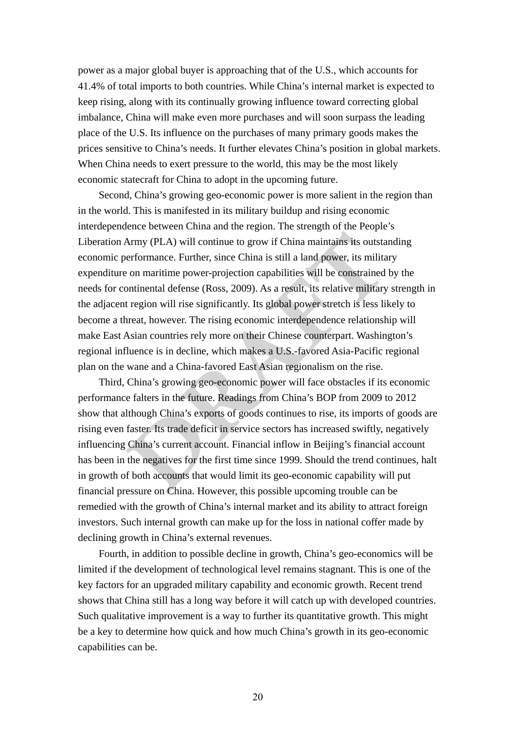power as a major global buyer is approaching that of the U.S., which accounts for 41.4% of total imports to both countries. While China's internal market is expected to keep rising, along with its continually growing influence toward correcting global imbalance, China will make even more purchases and will soon surpass the leading place of the U.S. Its influence on the purchases of many primary goods makes the prices sensitive to China's needs. It further elevates China's position in global markets. When China needs to exert pressure to the world, this may be the most likely economic statecraft for China to adopt in the upcoming future.

Second, China's growing geo-economic power is more salient in the region than in the world. This is manifested in its military buildup and rising economic interdependence between China and the region. The strength of the People's Liberation Army (PLA) will continue to grow if China maintains its outstanding economic performance. Further, since China is still a land power, its military expenditure on maritime power-projection capabilities will be constrained by the needs for continental defense (Ross, 2009). As a result, its relative military strength in the adjacent region will rise significantly. Its global power stretch is less likely to become a threat, however. The rising economic interdependence relationship will make East Asian countries rely more on their Chinese counterpart. Washington's regional influence is in decline, which makes a U.S.-favored Asia-Pacific regional plan on the wane and a China-favored East Asian regionalism on the rise.

Third, China's growing geo-economic power will face obstacles if its economic performance falters in the future. Readings from China's BOP from 2009 to 2012 show that although China's exports of goods continues to rise, its imports of goods are rising even faster. Its trade deficit in service sectors has increased swiftly, negatively influencing China's current account. Financial inflow in Beijing's financial account has been in the negatives for the first time since 1999. Should the trend continues, halt in growth of both accounts that would limit its geo-economic capability will put financial pressure on China. However, this possible upcoming trouble can be remedied with the growth of China's internal market and its ability to attract foreign investors. Such internal growth can make up for the loss in national coffer made by declining growth in China's external revenues.

Fourth, in addition to possible decline in growth, China's geo-economics will be limited if the development of technological level remains stagnant. This is one of the key factors for an upgraded military capability and economic growth. Recent trend shows that China still has a long way before it will catch up with developed countries. Such qualitative improvement is a way to further its quantitative growth. This might be a key to determine how quick and how much China's growth in its geo-economic capabilities can be.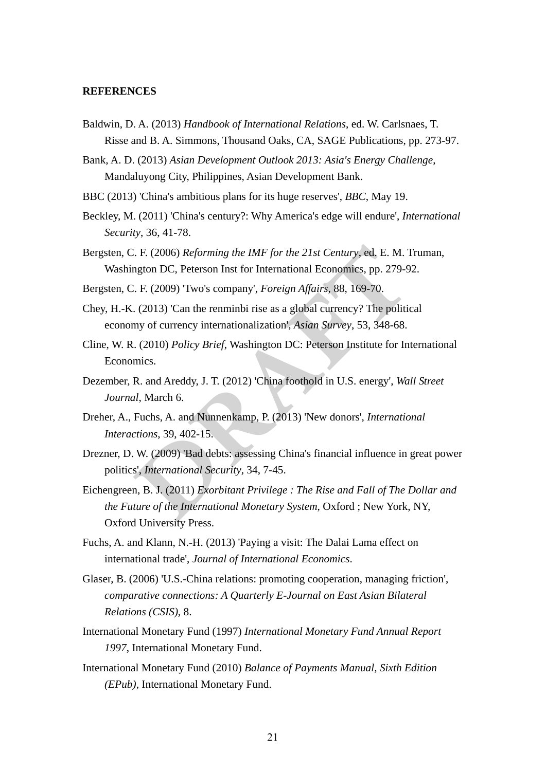**REFERENCES**

Baldwin, D. A. (2013) *Handbook of International Relations*, ed. W. Carlsnaes, T. Risse and B. A. Simmons, Thousand Oaks, CA, SAGE Publications, pp. 273-97.

Bank, A. D. (2013) *Asian Development Outlook 2013: Asia's Energy Challenge*, Mandaluyong City, Philippines, Asian Development Bank.

BBC (2013) 'China's ambitious plans for its huge reserves', *BBC*, May 19.

Beckley, M. (2011) 'China's century?: Why America's edge will endure', *International Security*, 36, 41-78.

Bergsten, C. F. (2006) *Reforming the IMF for the 21st Century*, ed. E. M. Truman, Washington DC, Peterson Inst for International Economics, pp. 279-92.

Bergsten, C. F. (2009) 'Two's company', *Foreign Affairs*, 88, 169-70.

Chey, H.-K. (2013) 'Can the renminbi rise as a global currency? The political economy of currency internationalization', *Asian Survey*, 53, 348-68.

Cline, W. R. (2010) *Policy Brief*, Washington DC: Peterson Institute for International Economics.

Dezember, R. and Areddy, J. T. (2012) 'China foothold in U.S. energy', *Wall Street Journal*, March 6.

Dreher, A., Fuchs, A. and Nunnenkamp, P. (2013) 'New donors', *International Interactions*, 39, 402-15.

Drezner, D. W. (2009) 'Bad debts: assessing China's financial influence in great power politics', *International Security*, 34, 7-45.

Eichengreen, B. J. (2011) *Exorbitant Privilege : The Rise and Fall of The Dollar and the Future of the International Monetary System*, Oxford ; New York, NY, Oxford University Press.

Fuchs, A. and Klann, N.-H. (2013) 'Paying a visit: The Dalai Lama effect on international trade', *Journal of International Economics*.

Glaser, B. (2006) 'U.S.-China relations: promoting cooperation, managing friction', *comparative connections: A Quarterly E-Journal on East Asian Bilateral Relations (CSIS)*, 8.

International Monetary Fund (1997) *International Monetary Fund Annual Report 1997*, International Monetary Fund.

International Monetary Fund (2010) *Balance of Payments Manual, Sixth Edition (EPub)*, International Monetary Fund.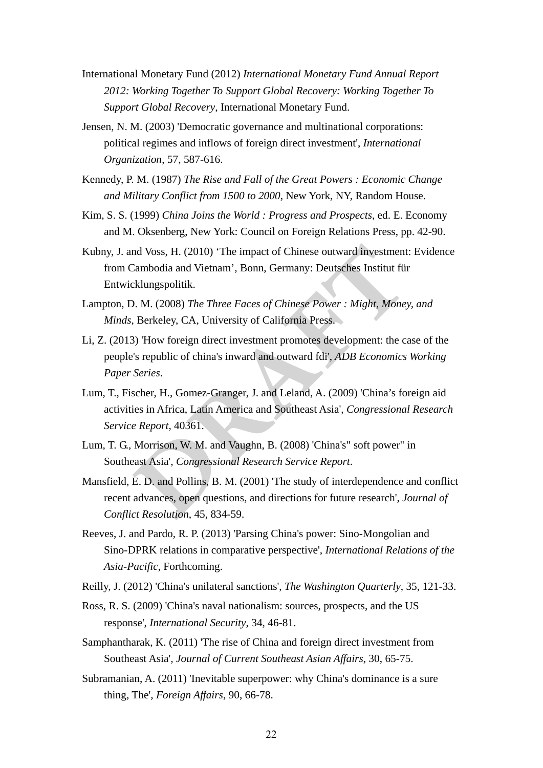International Monetary Fund (2012) *International Monetary Fund Annual Report 2012: Working Together To Support Global Recovery: Working Together To Support Global Recovery*, International Monetary Fund.

Jensen, N. M. (2003) 'Democratic governance and multinational corporations: political regimes and inflows of foreign direct investment', *International Organization*, 57, 587-616.

Kennedy, P. M. (1987) *The Rise and Fall of the Great Powers : Economic Change and Military Conflict from 1500 to 2000*, New York, NY, Random House.

Kim, S. S. (1999) *China Joins the World : Progress and Prospects*, ed. E. Economy and M. Oksenberg, New York: Council on Foreign Relations Press, pp. 42-90.

Kubny, J. and Voss, H. (2010) 'The impact of Chinese outward investment: Evidence from Cambodia and Vietnam', Bonn, Germany: Deutsches Institut für Entwicklungspolitik.

Lampton, D. M. (2008) *The Three Faces of Chinese Power : Might, Money, and Minds*, Berkeley, CA, University of California Press.

Li, Z. (2013) 'How foreign direct investment promotes development: the case of the people's republic of china's inward and outward fdi', *ADB Economics Working Paper Series*.

Lum, T., Fischer, H., Gomez-Granger, J. and Leland, A. (2009) 'China's foreign aid activities in Africa, Latin America and Southeast Asia', *Congressional Research Service Report*, 40361.

Lum, T. G., Morrison, W. M. and Vaughn, B. (2008) 'China's" soft power" in Southeast Asia', *Congressional Research Service Report*.

Mansfield, E. D. and Pollins, B. M. (2001) 'The study of interdependence and conflict recent advances, open questions, and directions for future research', *Journal of Conflict Resolution*, 45, 834-59.

Reeves, J. and Pardo, R. P. (2013) 'Parsing China's power: Sino-Mongolian and Sino-DPRK relations in comparative perspective', *International Relations of the Asia-Pacific*, Forthcoming.

Reilly, J. (2012) 'China's unilateral sanctions', *The Washington Quarterly*, 35, 121-33.

Ross, R. S. (2009) 'China's naval nationalism: sources, prospects, and the US response', *International Security*, 34, 46-81.

Samphantharak, K. (2011) 'The rise of China and foreign direct investment from Southeast Asia', *Journal of Current Southeast Asian Affairs*, 30, 65-75.

Subramanian, A. (2011) 'Inevitable superpower: why China's dominance is a sure thing, The', *Foreign Affairs*, 90, 66-78.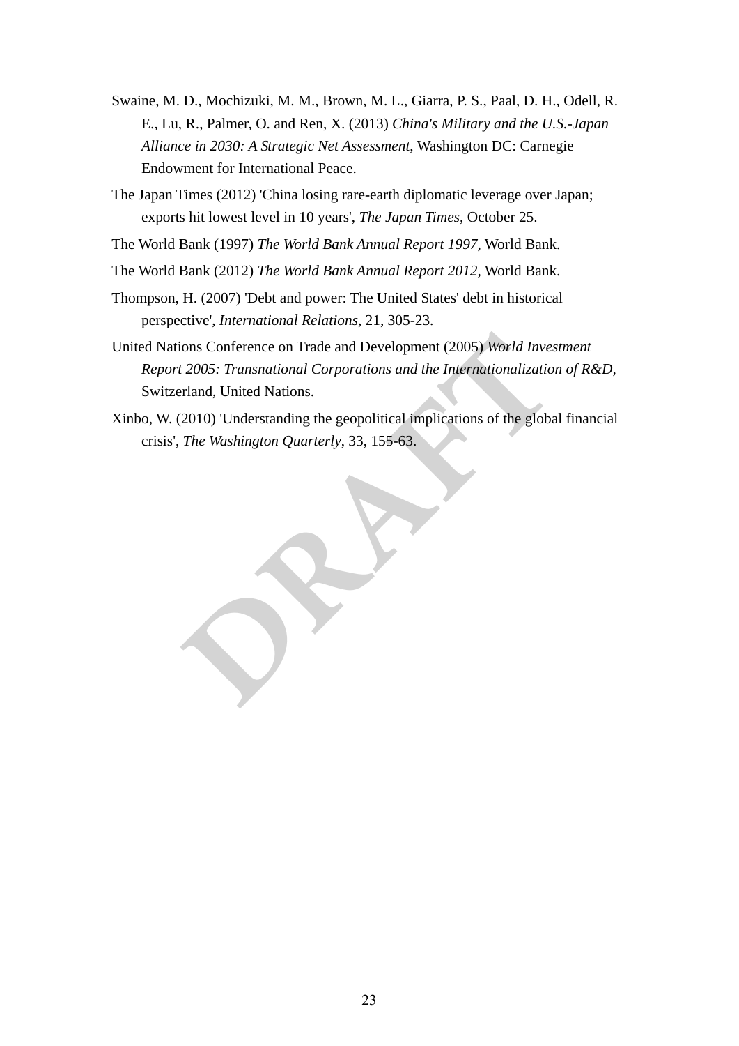Swaine, M. D., Mochizuki, M. M., Brown, M. L., Giarra, P. S., Paal, D. H., Odell, R. E., Lu, R., Palmer, O. and Ren, X. (2013) *China's Military and the U.S.-Japan Alliance in 2030: A Strategic Net Assessment*, Washington DC: Carnegie Endowment for International Peace.

The Japan Times (2012) 'China losing rare-earth diplomatic leverage over Japan; exports hit lowest level in 10 years', *The Japan Times*, October 25.

The World Bank (1997) *The World Bank Annual Report 1997*, World Bank.

The World Bank (2012) *The World Bank Annual Report 2012*, World Bank.

Thompson, H. (2007) 'Debt and power: The United States' debt in historical perspective', *International Relations*, 21, 305-23.

United Nations Conference on Trade and Development (2005) *World Investment Report 2005: Transnational Corporations and the Internationalization of R&D*, Switzerland, United Nations.

Xinbo, W. (2010) 'Understanding the geopolitical implications of the global financial crisis', *The Washington Quarterly*, 33, 155-63.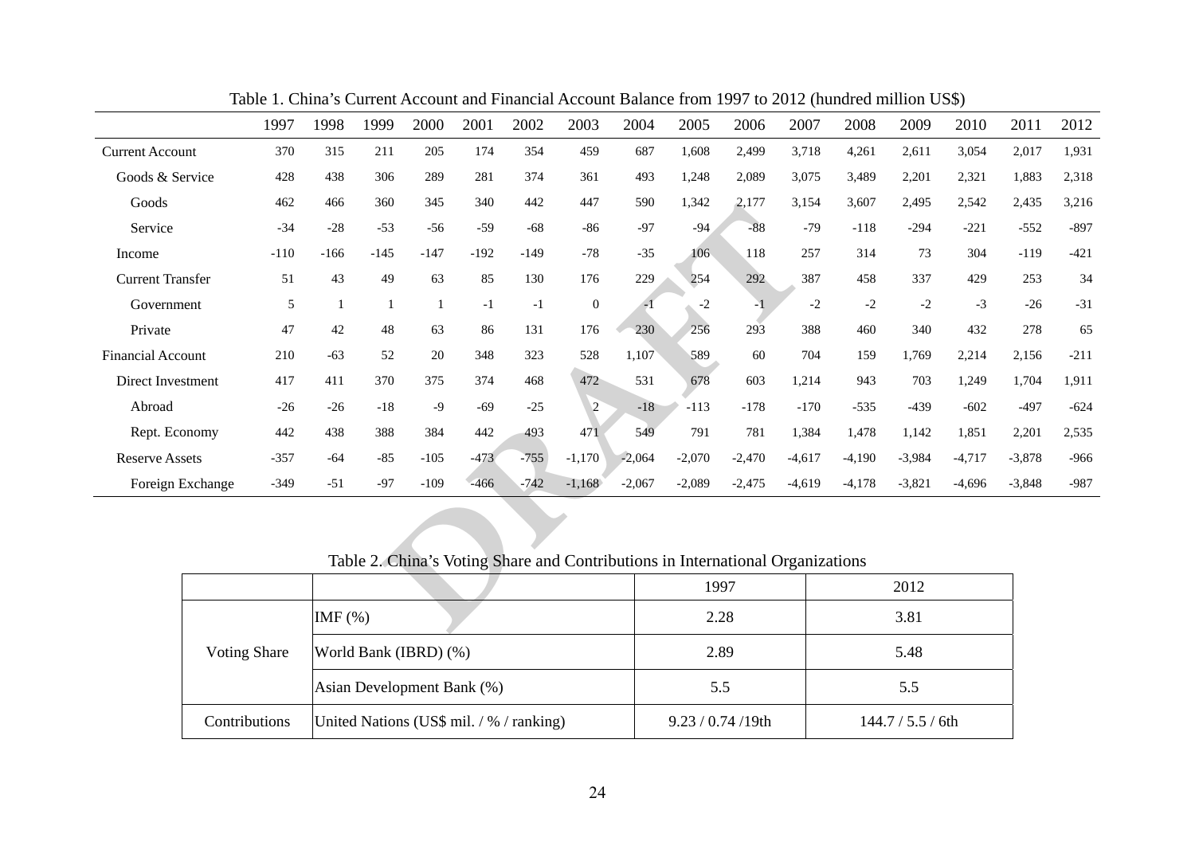Table 1. China's Current Account and Financial Account Balance from 1997 to 2012 (hundred million US$)

| | 1997 | 1998 | 1999 | 2000 | 2001 | 2002 | 2003 | 2004 | 2005 | 2006 | 2007 | 2008 | 2009 | 2010 | 2011 | 2012 |
|---|---|---|---|---|---|---|---|---|---|---|---|---|---|---|---|---|
| Current Account | 370 | 315 | 211 | 205 | 174 | 354 | 459 | 687 | 1,608 | 2,499 | 3,718 | 4,261 | 2,611 | 3,054 | 2,017 | 1,931 |
| Goods & Service | 428 | 438 | 306 | 289 | 281 | 374 | 361 | 493 | 1,248 | 2,089 | 3,075 | 3,489 | 2,201 | 2,321 | 1,883 | 2,318 |
| Goods | 462 | 466 | 360 | 345 | 340 | 442 | 447 | 590 | 1,342 | 2,177 | 3,154 | 3,607 | 2,495 | 2,542 | 2,435 | 3,216 |
| Service | -34 | -28 | -53 | -56 | -59 | -68 | -86 | -97 | -94 | -88 | -79 | -118 | -294 | -221 | -552 | -897 |
| Income | -110 | -166 | -145 | -147 | -192 | -149 | -78 | -35 | 106 | 118 | 257 | 314 | 73 | 304 | -119 | -421 |
| Current Transfer | 51 | 43 | 49 | 63 | 85 | 130 | 176 | 229 | 254 | 292 | 387 | 458 | 337 | 429 | 253 | 34 |
| Government | 5 | 1 | 1 | 1 | -1 | -1 | 0 | -1 | -2 | -1 | -2 | -2 | -2 | -3 | -26 | -31 |
| Private | 47 | 42 | 48 | 63 | 86 | 131 | 176 | 230 | 256 | 293 | 388 | 460 | 340 | 432 | 278 | 65 |
| Financial Account | 210 | -63 | 52 | 20 | 348 | 323 | 528 | 1,107 | 589 | 60 | 704 | 159 | 1,769 | 2,214 | 2,156 | -211 |
| Direct Investment | 417 | 411 | 370 | 375 | 374 | 468 | 472 | 531 | 678 | 603 | 1,214 | 943 | 703 | 1,249 | 1,704 | 1,911 |
| Abroad | -26 | -26 | -18 | -9 | -69 | -25 | 2 | -18 | -113 | -178 | -170 | -535 | -439 | -602 | -497 | -624 |
| Rept. Economy | 442 | 438 | 388 | 384 | 442 | 493 | 471 | 549 | 791 | 781 | 1,384 | 1,478 | 1,142 | 1,851 | 2,201 | 2,535 |
| Reserve Assets | -357 | -64 | -85 | -105 | -473 | -755 | -1,170 | -2,064 | -2,070 | -2,470 | -4,617 | -4,190 | -3,984 | -4,717 | -3,878 | -966 |
| Foreign Exchange | -349 | -51 | -97 | -109 | -466 | -742 | -1,168 | -2,067 | -2,089 | -2,475 | -4,619 | -4,178 | -3,821 | -4,696 | -3,848 | -987 |

Table 2. China's Voting Share and Contributions in International Organizations

| | | 1997 | 2012 |
|---|---|---|---|
| Voting Share | IMF (%) | 2.28 | 3.81 |
| | World Bank (IBRD) (%) | 2.89 | 5.48 |
| | Asian Development Bank (%) | 5.5 | 5.5 |
| Contributions | United Nations (US$ mil. / % / ranking) | 9.23 / 0.74 /19th | 144.7 / 5.5 / 6th |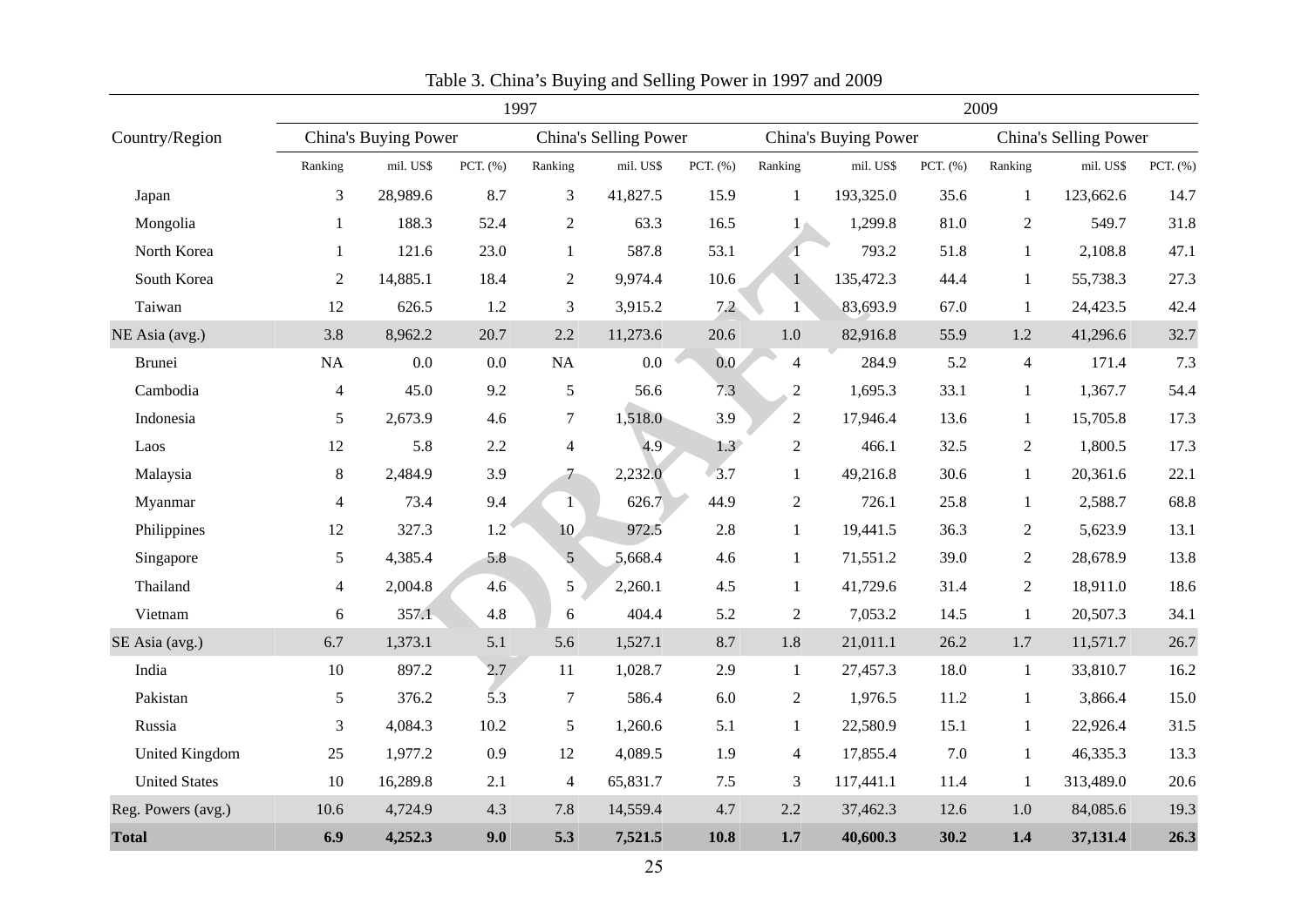Table 3. China's Buying and Selling Power in 1997 and 2009

| Country/Region | 1997 | | | | | | 2009 | | | | | |
|---|---|---|---|---|---|---|---|---|---|---|---|---|
| | China's Buying Power | | | China's Selling Power | | | China's Buying Power | | | China's Selling Power | | |
| | Ranking | mil. US$ | PCT. (%) | Ranking | mil. US$ | PCT. (%) | Ranking | mil. US$ | PCT. (%) | Ranking | mil. US$ | PCT. (%) |
| Japan | 3 | 28,989.6 | 8.7 | 3 | 41,827.5 | 15.9 | 1 | 193,325.0 | 35.6 | 1 | 123,662.6 | 14.7 |
| Mongolia | 1 | 188.3 | 52.4 | 2 | 63.3 | 16.5 | 1 | 1,299.8 | 81.0 | 2 | 549.7 | 31.8 |
| North Korea | 1 | 121.6 | 23.0 | 1 | 587.8 | 53.1 | 1 | 793.2 | 51.8 | 1 | 2,108.8 | 47.1 |
| South Korea | 2 | 14,885.1 | 18.4 | 2 | 9,974.4 | 10.6 | 1 | 135,472.3 | 44.4 | 1 | 55,738.3 | 27.3 |
| Taiwan | 12 | 626.5 | 1.2 | 3 | 3,915.2 | 7.2 | 1 | 83,693.9 | 67.0 | 1 | 24,423.5 | 42.4 |
| NE Asia (avg.) | 3.8 | 8,962.2 | 20.7 | 2.2 | 11,273.6 | 20.6 | 1.0 | 82,916.8 | 55.9 | 1.2 | 41,296.6 | 32.7 |
| Brunei | NA | 0.0 | 0.0 | NA | 0.0 | 0.0 | 4 | 284.9 | 5.2 | 4 | 171.4 | 7.3 |
| Cambodia | 4 | 45.0 | 9.2 | 5 | 56.6 | 7.3 | 2 | 1,695.3 | 33.1 | 1 | 1,367.7 | 54.4 |
| Indonesia | 5 | 2,673.9 | 4.6 | 7 | 1,518.0 | 3.9 | 2 | 17,946.4 | 13.6 | 1 | 15,705.8 | 17.3 |
| Laos | 12 | 5.8 | 2.2 | 4 | 4.9 | 1.3 | 2 | 466.1 | 32.5 | 2 | 1,800.5 | 17.3 |
| Malaysia | 8 | 2,484.9 | 3.9 | 7 | 2,232.0 | 3.7 | 1 | 49,216.8 | 30.6 | 1 | 20,361.6 | 22.1 |
| Myanmar | 4 | 73.4 | 9.4 | 1 | 626.7 | 44.9 | 2 | 726.1 | 25.8 | 1 | 2,588.7 | 68.8 |
| Philippines | 12 | 327.3 | 1.2 | 10 | 972.5 | 2.8 | 1 | 19,441.5 | 36.3 | 2 | 5,623.9 | 13.1 |
| Singapore | 5 | 4,385.4 | 5.8 | 5 | 5,668.4 | 4.6 | 1 | 71,551.2 | 39.0 | 2 | 28,678.9 | 13.8 |
| Thailand | 4 | 2,004.8 | 4.6 | 5 | 2,260.1 | 4.5 | 1 | 41,729.6 | 31.4 | 2 | 18,911.0 | 18.6 |
| Vietnam | 6 | 357.1 | 4.8 | 6 | 404.4 | 5.2 | 2 | 7,053.2 | 14.5 | 1 | 20,507.3 | 34.1 |
| SE Asia (avg.) | 6.7 | 1,373.1 | 5.1 | 5.6 | 1,527.1 | 8.7 | 1.8 | 21,011.1 | 26.2 | 1.7 | 11,571.7 | 26.7 |
| India | 10 | 897.2 | 2.7 | 11 | 1,028.7 | 2.9 | 1 | 27,457.3 | 18.0 | 1 | 33,810.7 | 16.2 |
| Pakistan | 5 | 376.2 | 5.3 | 7 | 586.4 | 6.0 | 2 | 1,976.5 | 11.2 | 1 | 3,866.4 | 15.0 |
| Russia | 3 | 4,084.3 | 10.2 | 5 | 1,260.6 | 5.1 | 1 | 22,580.9 | 15.1 | 1 | 22,926.4 | 31.5 |
| United Kingdom | 25 | 1,977.2 | 0.9 | 12 | 4,089.5 | 1.9 | 4 | 17,855.4 | 7.0 | 1 | 46,335.3 | 13.3 |
| United States | 10 | 16,289.8 | 2.1 | 4 | 65,831.7 | 7.5 | 3 | 117,441.1 | 11.4 | 1 | 313,489.0 | 20.6 |
| Reg. Powers (avg.) | 10.6 | 4,724.9 | 4.3 | 7.8 | 14,559.4 | 4.7 | 2.2 | 37,462.3 | 12.6 | 1.0 | 84,085.6 | 19.3 |
| **Total** | **6.9** | **4,252.3** | **9.0** | **5.3** | **7,521.5** | **10.8** | **1.7** | **40,600.3** | **30.2** | **1.4** | **37,131.4** | **26.3** |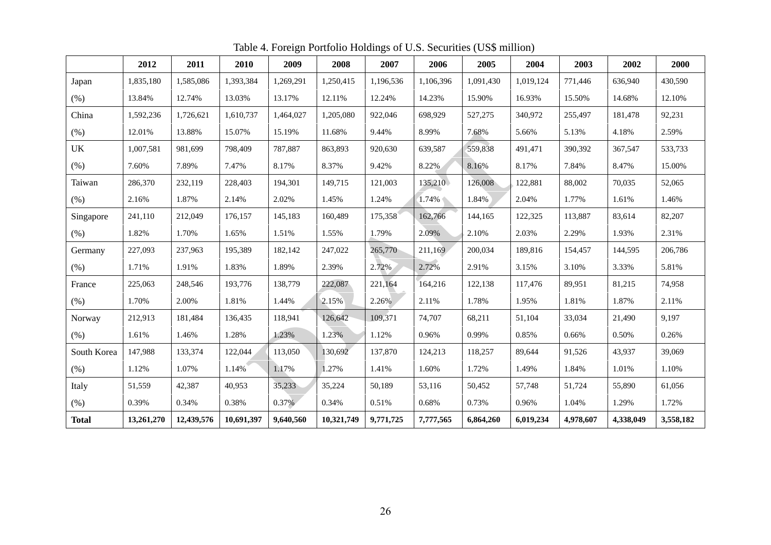Table 4. Foreign Portfolio Holdings of U.S. Securities (US$ million)

| | 2012 | 2011 | 2010 | 2009 | 2008 | 2007 | 2006 | 2005 | 2004 | 2003 | 2002 | 2000 |
|---|---|---|---|---|---|---|---|---|---|---|---|---|
| Japan | 1,835,180 | 1,585,086 | 1,393,384 | 1,269,291 | 1,250,415 | 1,196,536 | 1,106,396 | 1,091,430 | 1,019,124 | 771,446 | 636,940 | 430,590 |
| (%) | 13.84% | 12.74% | 13.03% | 13.17% | 12.11% | 12.24% | 14.23% | 15.90% | 16.93% | 15.50% | 14.68% | 12.10% |
| China | 1,592,236 | 1,726,621 | 1,610,737 | 1,464,027 | 1,205,080 | 922,046 | 698,929 | 527,275 | 340,972 | 255,497 | 181,478 | 92,231 |
| (%) | 12.01% | 13.88% | 15.07% | 15.19% | 11.68% | 9.44% | 8.99% | 7.68% | 5.66% | 5.13% | 4.18% | 2.59% |
| UK | 1,007,581 | 981,699 | 798,409 | 787,887 | 863,893 | 920,630 | 639,587 | 559,838 | 491,471 | 390,392 | 367,547 | 533,733 |
| (%) | 7.60% | 7.89% | 7.47% | 8.17% | 8.37% | 9.42% | 8.22% | 8.16% | 8.17% | 7.84% | 8.47% | 15.00% |
| Taiwan | 286,370 | 232,119 | 228,403 | 194,301 | 149,715 | 121,003 | 135,210 | 126,008 | 122,881 | 88,002 | 70,035 | 52,065 |
| (%) | 2.16% | 1.87% | 2.14% | 2.02% | 1.45% | 1.24% | 1.74% | 1.84% | 2.04% | 1.77% | 1.61% | 1.46% |
| Singapore | 241,110 | 212,049 | 176,157 | 145,183 | 160,489 | 175,358 | 162,766 | 144,165 | 122,325 | 113,887 | 83,614 | 82,207 |
| (%) | 1.82% | 1.70% | 1.65% | 1.51% | 1.55% | 1.79% | 2.09% | 2.10% | 2.03% | 2.29% | 1.93% | 2.31% |
| Germany | 227,093 | 237,963 | 195,389 | 182,142 | 247,022 | 265,770 | 211,169 | 200,034 | 189,816 | 154,457 | 144,595 | 206,786 |
| (%) | 1.71% | 1.91% | 1.83% | 1.89% | 2.39% | 2.72% | 2.72% | 2.91% | 3.15% | 3.10% | 3.33% | 5.81% |
| France | 225,063 | 248,546 | 193,776 | 138,779 | 222,087 | 221,164 | 164,216 | 122,138 | 117,476 | 89,951 | 81,215 | 74,958 |
| (%) | 1.70% | 2.00% | 1.81% | 1.44% | 2.15% | 2.26% | 2.11% | 1.78% | 1.95% | 1.81% | 1.87% | 2.11% |
| Norway | 212,913 | 181,484 | 136,435 | 118,941 | 126,642 | 109,371 | 74,707 | 68,211 | 51,104 | 33,034 | 21,490 | 9,197 |
| (%) | 1.61% | 1.46% | 1.28% | 1.23% | 1.23% | 1.12% | 0.96% | 0.99% | 0.85% | 0.66% | 0.50% | 0.26% |
| South Korea | 147,988 | 133,374 | 122,044 | 113,050 | 130,692 | 137,870 | 124,213 | 118,257 | 89,644 | 91,526 | 43,937 | 39,069 |
| (%) | 1.12% | 1.07% | 1.14% | 1.17% | 1.27% | 1.41% | 1.60% | 1.72% | 1.49% | 1.84% | 1.01% | 1.10% |
| Italy | 51,559 | 42,387 | 40,953 | 35,233 | 35,224 | 50,189 | 53,116 | 50,452 | 57,748 | 51,724 | 55,890 | 61,056 |
| (%) | 0.39% | 0.34% | 0.38% | 0.37% | 0.34% | 0.51% | 0.68% | 0.73% | 0.96% | 1.04% | 1.29% | 1.72% |
| **Total** | **13,261,270** | **12,439,576** | **10,691,397** | **9,640,560** | **10,321,749** | **9,771,725** | **7,777,565** | **6,864,260** | **6,019,234** | **4,978,607** | **4,338,049** | **3,558,182** |